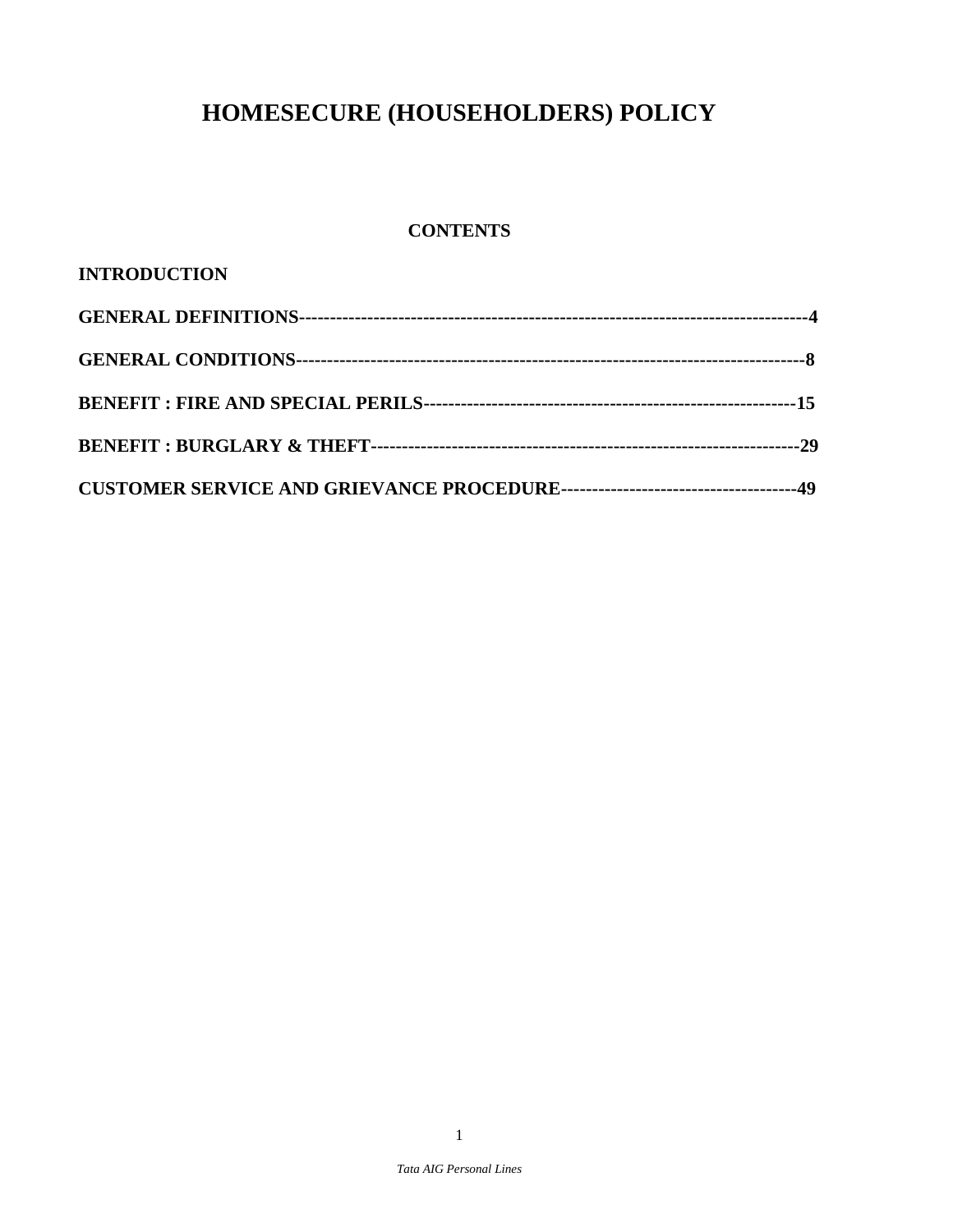# HOMESECURE (HOUSEHOLDERS) POLICY

## CONTENTS

**INTRODUCTION**

**GENERAL DEFINITIONS---------------------------------------------------------------------------------4**

**GENERAL CONDITIONS--------------------------------------------------------------------------------8**

**BENEFIT : FIRE AND SPECIAL PERILS----------------------------------------------------------15**

**BENEFIT : BURGLARY & THEFT-------------------------------------------------------------------29**

**CUSTOMER SERVICE AND GRIEVANCE PROCEDURE-------------------------------------49**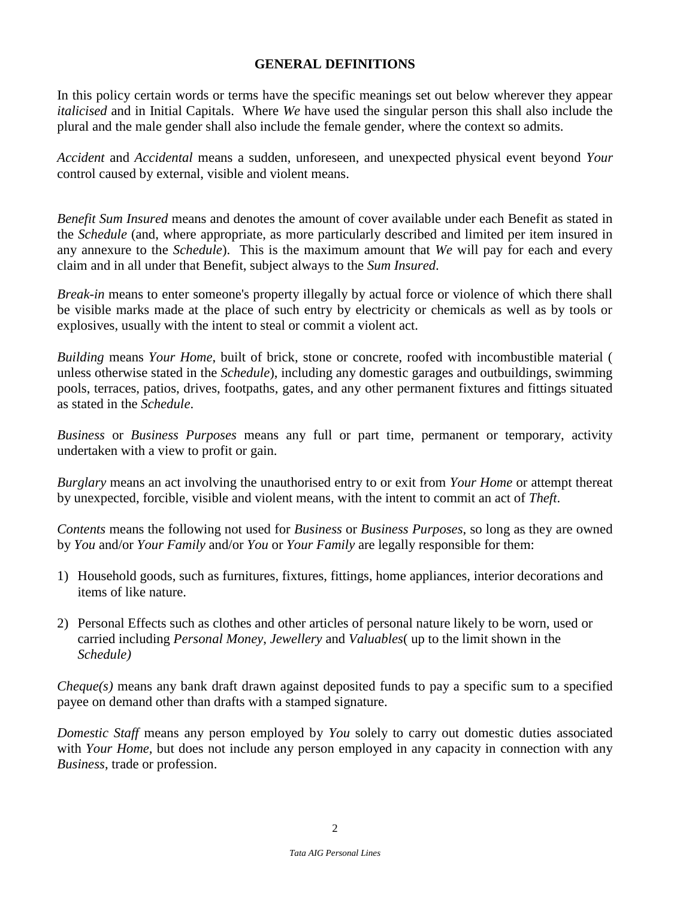## GENERAL DEFINITIONS

In this policy certain words or terms have the specific meanings set out below wherever they appear *italicised* and in Initial Capitals. Where *We* have used the singular person this shall also include the plural and the male gender shall also include the female gender, where the context so admits.

*Accident* and *Accidental* means a sudden, unforeseen, and unexpected physical event beyond *Your* control caused by external, visible and violent means.

*Benefit Sum Insured* means and denotes the amount of cover available under each Benefit as stated in the *Schedule* (and, where appropriate, as more particularly described and limited per item insured in any annexure to the *Schedule*). This is the maximum amount that *We* will pay for each and every claim and in all under that Benefit, subject always to the *Sum Insured*.

*Break-in* means to enter someone's property illegally by actual force or violence of which there shall be visible marks made at the place of such entry by electricity or chemicals as well as by tools or explosives, usually with the intent to steal or commit a violent act.

*Building* means *Your Home*, built of brick, stone or concrete, roofed with incombustible material ( unless otherwise stated in the *Schedule*), including any domestic garages and outbuildings, swimming pools, terraces, patios, drives, footpaths, gates, and any other permanent fixtures and fittings situated as stated in the *Schedule*.

*Business* or *Business Purposes* means any full or part time, permanent or temporary, activity undertaken with a view to profit or gain.

*Burglary* means an act involving the unauthorised entry to or exit from *Your Home* or attempt thereat by unexpected, forcible, visible and violent means, with the intent to commit an act of *Theft*.

*Contents* means the following not used for *Business* or *Business Purposes*, so long as they are owned by *You* and/or *Your Family* and/or *You* or *Your Family* are legally responsible for them:

1) Household goods, such as furnitures, fixtures, fittings, home appliances, interior decorations and items of like nature.
2) Personal Effects such as clothes and other articles of personal nature likely to be worn, used or carried including *Personal Money*, *Jewellery* and *Valuables*( up to the limit shown in the *Schedule)*

*Cheque(s)* means any bank draft drawn against deposited funds to pay a specific sum to a specified payee on demand other than drafts with a stamped signature.

*Domestic Staff* means any person employed by *You* solely to carry out domestic duties associated with *Your Home*, but does not include any person employed in any capacity in connection with any *Business*, trade or profession.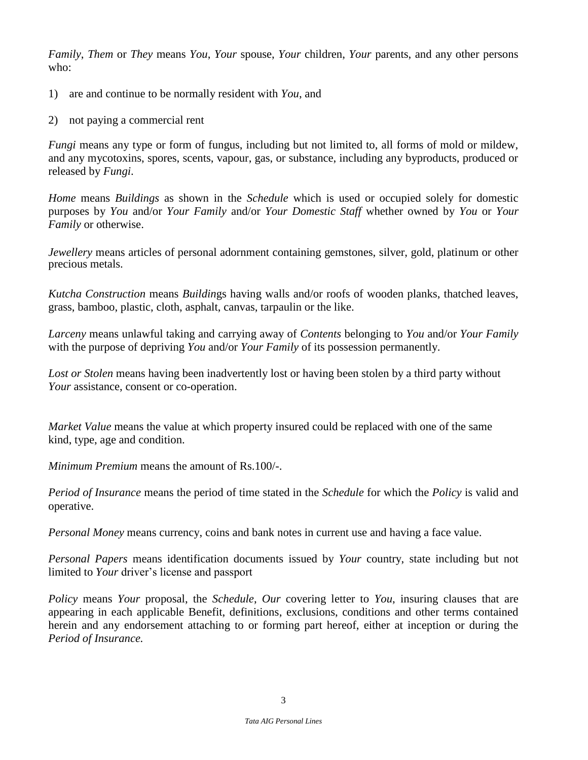*Family*, *Them* or *They* means *You*, *Your* spouse, *Your* children, *Your* parents, and any other persons who:

1) are and continue to be normally resident with *You*, and

2) not paying a commercial rent

*Fungi* means any type or form of fungus, including but not limited to, all forms of mold or mildew, and any mycotoxins, spores, scents, vapour, gas, or substance, including any byproducts, produced or released by *Fungi*.

*Home* means *Buildings* as shown in the *Schedule* which is used or occupied solely for domestic purposes by *You* and/or *Your Family* and/or *Your Domestic Staff* whether owned by *You* or *Your Family* or otherwise.

*Jewellery* means articles of personal adornment containing gemstones, silver, gold, platinum or other precious metals.

*Kutcha Construction* means *Buildin*gs having walls and/or roofs of wooden planks, thatched leaves, grass, bamboo, plastic, cloth, asphalt, canvas, tarpaulin or the like.

*Larceny* means unlawful taking and carrying away of *Contents* belonging to *You* and/or *Your Family* with the purpose of depriving *You* and/or *Your Family* of its possession permanently.

*Lost or Stolen* means having been inadvertently lost or having been stolen by a third party without *Your* assistance, consent or co-operation.

*Market Value* means the value at which property insured could be replaced with one of the same kind, type, age and condition.

*Minimum Premium* means the amount of Rs.100/-.

*Period of Insurance* means the period of time stated in the *Schedule* for which the *Policy* is valid and operative.

*Personal Money* means currency, coins and bank notes in current use and having a face value.

*Personal Papers* means identification documents issued by *Your* country, state including but not limited to *Your* driver's license and passport

*Policy* means *Your* proposal, the *Schedule*, *Our* covering letter to *You*, insuring clauses that are appearing in each applicable Benefit, definitions, exclusions, conditions and other terms contained herein and any endorsement attaching to or forming part hereof, either at inception or during the *Period of Insurance.*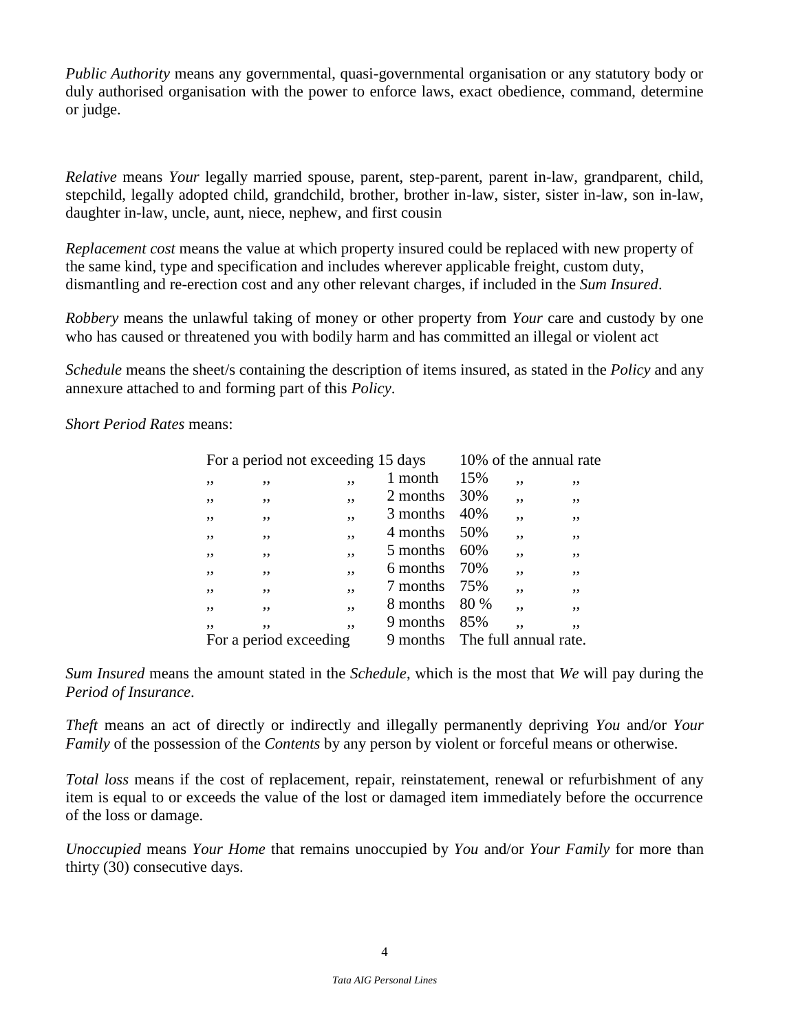*Public Authority* means any governmental, quasi-governmental organisation or any statutory body or duly authorised organisation with the power to enforce laws, exact obedience, command, determine or judge.

*Relative* means *Your* legally married spouse, parent, step-parent, parent in-law, grandparent, child, stepchild, legally adopted child, grandchild, brother, brother in-law, sister, sister in-law, son in-law, daughter in-law, uncle, aunt, niece, nephew, and first cousin

*Replacement cost* means the value at which property insured could be replaced with new property of the same kind, type and specification and includes wherever applicable freight, custom duty, dismantling and re-erection cost and any other relevant charges, if included in the *Sum Insured*.

*Robbery* means the unlawful taking of money or other property from *Your* care and custody by one who has caused or threatened you with bodily harm and has committed an illegal or violent act

*Schedule* means the sheet/s containing the description of items insured, as stated in the *Policy* and any annexure attached to and forming part of this *Policy*.

*Short Period Rates* means:

| Period | | Rate |
|---|---|---|
| For a period not exceeding | 15 days | 10% of the annual rate |
| ,, ,, ,, | 1 month | 15% ,, ,, |
| ,, ,, ,, | 2 months | 30% ,, ,, |
| ,, ,, ,, | 3 months | 40% ,, ,, |
| ,, ,, ,, | 4 months | 50% ,, ,, |
| ,, ,, ,, | 5 months | 60% ,, ,, |
| ,, ,, ,, | 6 months | 70% ,, ,, |
| ,, ,, ,, | 7 months | 75% ,, ,, |
| ,, ,, ,, | 8 months | 80 % ,, ,, |
| ,, ,, ,, | 9 months | 85% ,, ,, |
| For a period exceeding | 9 months | The full annual rate. |

*Sum Insured* means the amount stated in the *Schedule*, which is the most that *We* will pay during the *Period of Insurance*.

*Theft* means an act of directly or indirectly and illegally permanently depriving *You* and/or *Your Family* of the possession of the *Contents* by any person by violent or forceful means or otherwise.

*Total loss* means if the cost of replacement, repair, reinstatement, renewal or refurbishment of any item is equal to or exceeds the value of the lost or damaged item immediately before the occurrence of the loss or damage.

*Unoccupied* means *Your Home* that remains unoccupied by *You* and/or *Your Family* for more than thirty (30) consecutive days.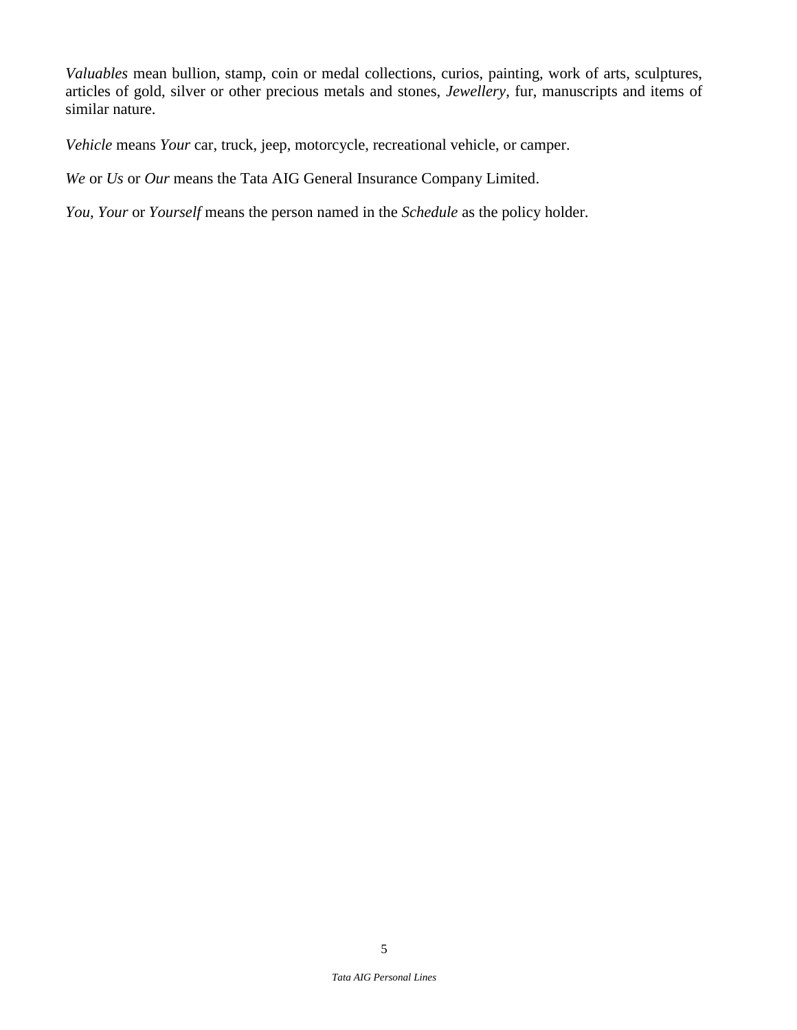*Valuables* mean bullion, stamp, coin or medal collections, curios, painting, work of arts, sculptures, articles of gold, silver or other precious metals and stones, *Jewellery*, fur, manuscripts and items of similar nature.

*Vehicle* means *Your* car, truck, jeep, motorcycle, recreational vehicle, or camper.

*We* or *Us* or *Our* means the Tata AIG General Insurance Company Limited.

*You, Your* or *Yourself* means the person named in the *Schedule* as the policy holder.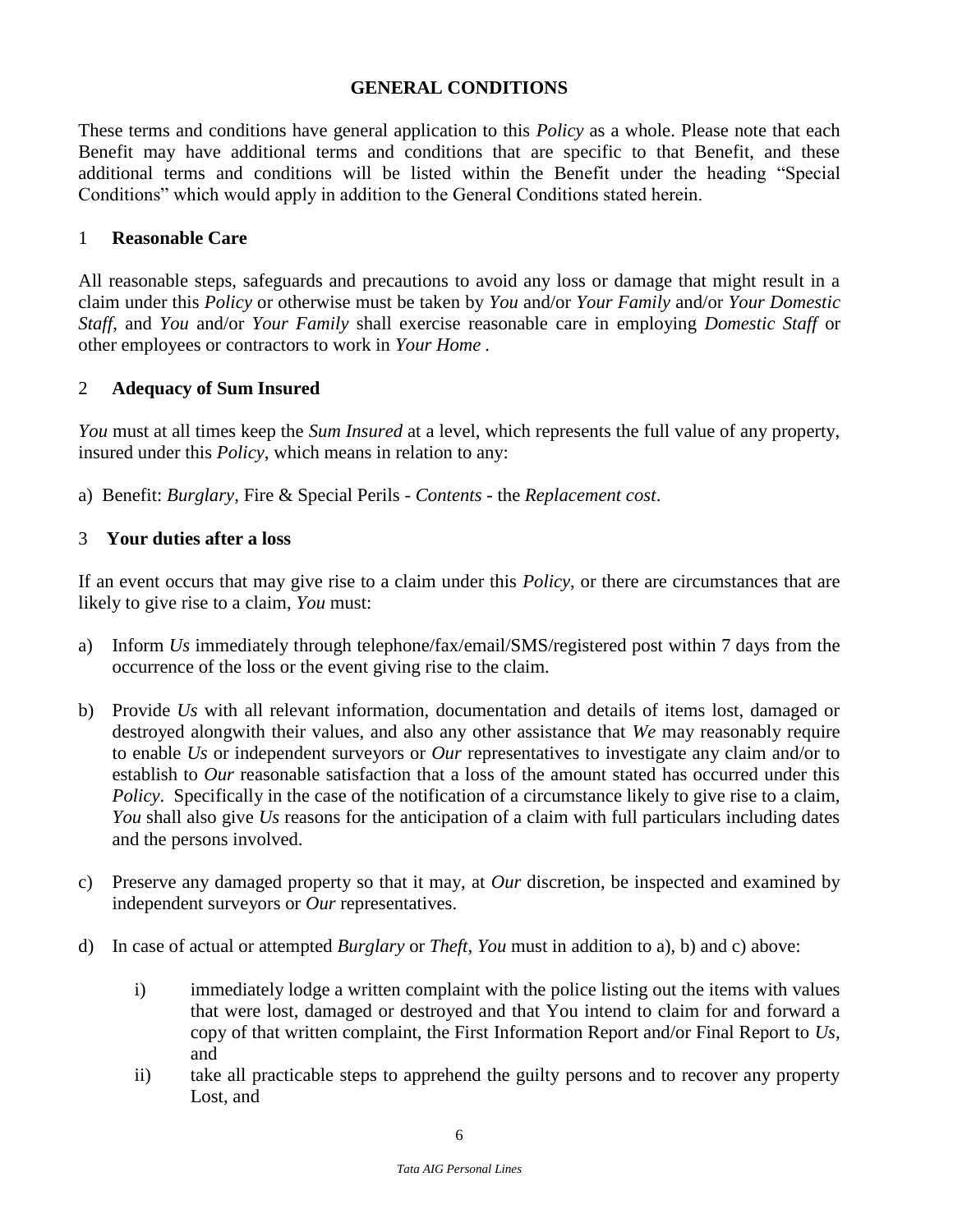## GENERAL CONDITIONS

These terms and conditions have general application to this *Policy* as a whole. Please note that each Benefit may have additional terms and conditions that are specific to that Benefit, and these additional terms and conditions will be listed within the Benefit under the heading "Special Conditions" which would apply in addition to the General Conditions stated herein.

### 1 Reasonable Care

All reasonable steps, safeguards and precautions to avoid any loss or damage that might result in a claim under this *Policy* or otherwise must be taken by *You* and/or *Your Family* and/or *Your Domestic Staff*, and *You* and/or *Your Family* shall exercise reasonable care in employing *Domestic Staff* or other employees or contractors to work in *Your Home* .

### 2 Adequacy of Sum Insured

*You* must at all times keep the *Sum Insured* at a level, which represents the full value of any property, insured under this *Policy*, which means in relation to any:

a) Benefit: *Burglary*, Fire & Special Perils - *Contents* - the *Replacement cost*.

### 3 Your duties after a loss

If an event occurs that may give rise to a claim under this *Policy*, or there are circumstances that are likely to give rise to a claim, *You* must:

a) Inform *Us* immediately through telephone/fax/email/SMS/registered post within 7 days from the occurrence of the loss or the event giving rise to the claim.

b) Provide *Us* with all relevant information, documentation and details of items lost, damaged or destroyed alongwith their values, and also any other assistance that *We* may reasonably require to enable *Us* or independent surveyors or *Our* representatives to investigate any claim and/or to establish to *Our* reasonable satisfaction that a loss of the amount stated has occurred under this *Policy*. Specifically in the case of the notification of a circumstance likely to give rise to a claim, *You* shall also give *Us* reasons for the anticipation of a claim with full particulars including dates and the persons involved.

c) Preserve any damaged property so that it may, at *Our* discretion, be inspected and examined by independent surveyors or *Our* representatives.

d) In case of actual or attempted *Burglary* or *Theft*, *You* must in addition to a), b) and c) above:

   i) immediately lodge a written complaint with the police listing out the items with values that were lost, damaged or destroyed and that You intend to claim for and forward a copy of that written complaint, the First Information Report and/or Final Report to *Us*, and

   ii) take all practicable steps to apprehend the guilty persons and to recover any property Lost, and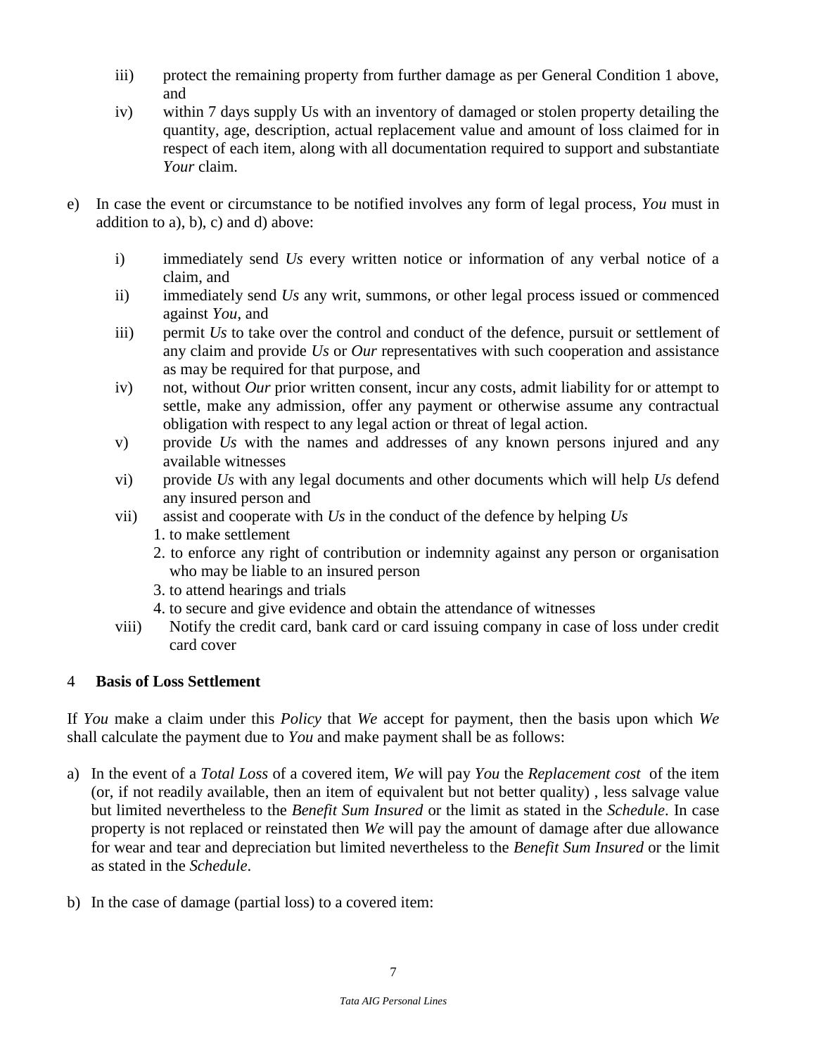iii) protect the remaining property from further damage as per General Condition 1 above, and

iv) within 7 days supply Us with an inventory of damaged or stolen property detailing the quantity, age, description, actual replacement value and amount of loss claimed for in respect of each item, along with all documentation required to support and substantiate *Your* claim.

e) In case the event or circumstance to be notified involves any form of legal process, *You* must in addition to a), b), c) and d) above:

   i) immediately send *Us* every written notice or information of any verbal notice of a claim, and

   ii) immediately send *Us* any writ, summons, or other legal process issued or commenced against *You*, and

   iii) permit *Us* to take over the control and conduct of the defence, pursuit or settlement of any claim and provide *Us* or *Our* representatives with such cooperation and assistance as may be required for that purpose, and

   iv) not, without *Our* prior written consent, incur any costs, admit liability for or attempt to settle, make any admission, offer any payment or otherwise assume any contractual obligation with respect to any legal action or threat of legal action.

   v) provide *Us* with the names and addresses of any known persons injured and any available witnesses

   vi) provide *Us* with any legal documents and other documents which will help *Us* defend any insured person and

   vii) assist and cooperate with *Us* in the conduct of the defence by helping *Us*
      1. to make settlement
      2. to enforce any right of contribution or indemnity against any person or organisation who may be liable to an insured person
      3. to attend hearings and trials
      4. to secure and give evidence and obtain the attendance of witnesses

   viii) Notify the credit card, bank card or card issuing company in case of loss under credit card cover

## 4 Basis of Loss Settlement

If *You* make a claim under this *Policy* that *We* accept for payment, then the basis upon which *We* shall calculate the payment due to *You* and make payment shall be as follows:

a) In the event of a *Total Loss* of a covered item, *We* will pay *You* the *Replacement cost* of the item (or, if not readily available, then an item of equivalent but not better quality) , less salvage value but limited nevertheless to the *Benefit Sum Insured* or the limit as stated in the *Schedule*. In case property is not replaced or reinstated then *We* will pay the amount of damage after due allowance for wear and tear and depreciation but limited nevertheless to the *Benefit Sum Insured* or the limit as stated in the *Schedule*.

b) In the case of damage (partial loss) to a covered item: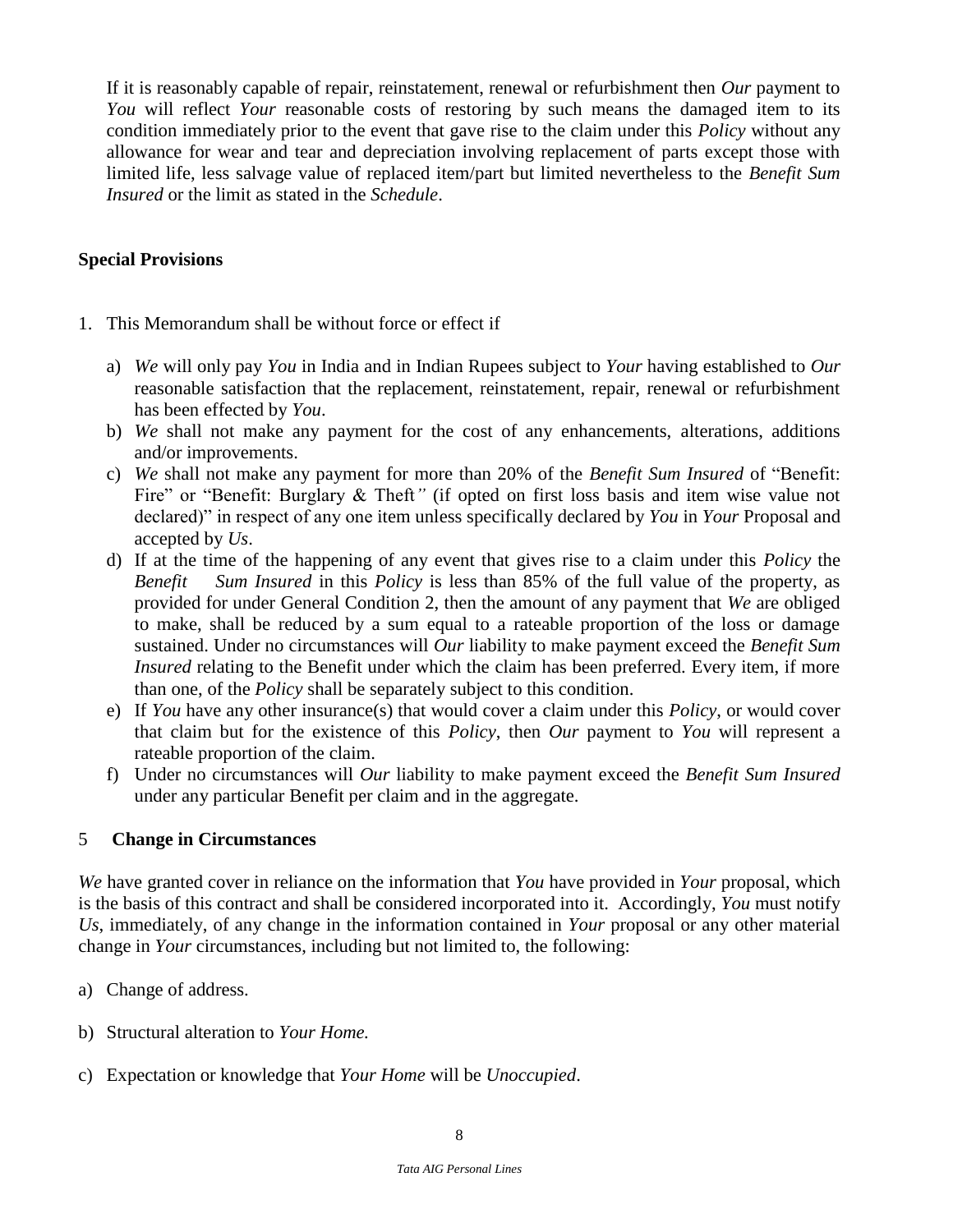If it is reasonably capable of repair, reinstatement, renewal or refurbishment then *Our* payment to *You* will reflect *Your* reasonable costs of restoring by such means the damaged item to its condition immediately prior to the event that gave rise to the claim under this *Policy* without any allowance for wear and tear and depreciation involving replacement of parts except those with limited life, less salvage value of replaced item/part but limited nevertheless to the *Benefit Sum Insured* or the limit as stated in the *Schedule*.

**Special Provisions**

1. This Memorandum shall be without force or effect if

   a) *We* will only pay *You* in India and in Indian Rupees subject to *Your* having established to *Our* reasonable satisfaction that the replacement, reinstatement, repair, renewal or refurbishment has been effected by *You*.
   b) *We* shall not make any payment for the cost of any enhancements, alterations, additions and/or improvements.
   c) *We* shall not make any payment for more than 20% of the *Benefit Sum Insured* of "Benefit: Fire" or "Benefit: Burglary & Theft" (if opted on first loss basis and item wise value not declared)" in respect of any one item unless specifically declared by *You* in *Your* Proposal and accepted by *Us*.
   d) If at the time of the happening of any event that gives rise to a claim under this *Policy* the *Benefit Sum Insured* in this *Policy* is less than 85% of the full value of the property, as provided for under General Condition 2, then the amount of any payment that *We* are obliged to make, shall be reduced by a sum equal to a rateable proportion of the loss or damage sustained. Under no circumstances will *Our* liability to make payment exceed the *Benefit Sum Insured* relating to the Benefit under which the claim has been preferred. Every item, if more than one, of the *Policy* shall be separately subject to this condition.
   e) If *You* have any other insurance(s) that would cover a claim under this *Policy*, or would cover that claim but for the existence of this *Policy*, then *Our* payment to *You* will represent a rateable proportion of the claim.
   f) Under no circumstances will *Our* liability to make payment exceed the *Benefit Sum Insured* under any particular Benefit per claim and in the aggregate.

**5 Change in Circumstances**

*We* have granted cover in reliance on the information that *You* have provided in *Your* proposal, which is the basis of this contract and shall be considered incorporated into it. Accordingly, *You* must notify *Us*, immediately, of any change in the information contained in *Your* proposal or any other material change in *Your* circumstances, including but not limited to, the following:

a) Change of address.

b) Structural alteration to *Your Home.*

c) Expectation or knowledge that *Your Home* will be *Unoccupied*.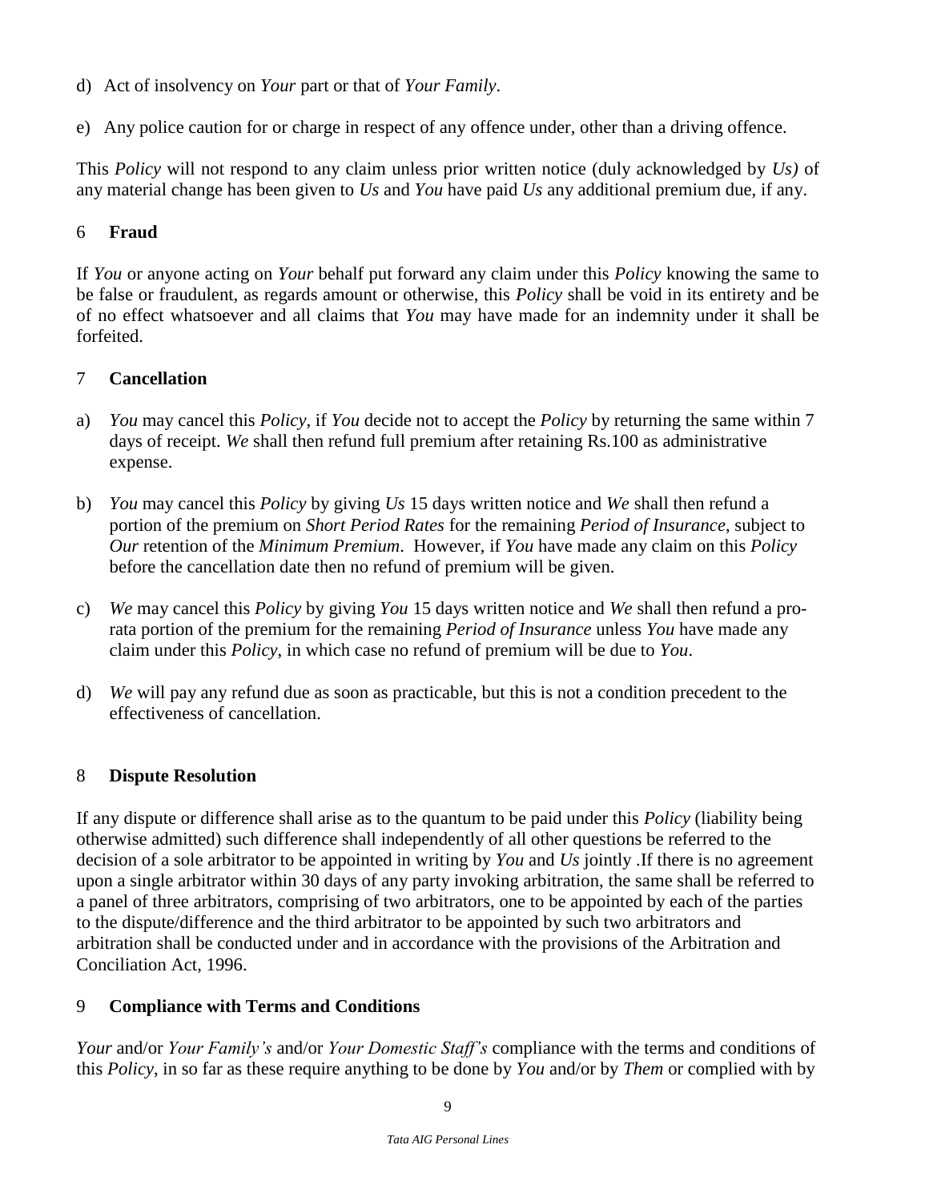d) Act of insolvency on *Your* part or that of *Your Family*.

e) Any police caution for or charge in respect of any offence under, other than a driving offence.

This *Policy* will not respond to any claim unless prior written notice (duly acknowledged by *Us)* of any material change has been given to *Us* and *You* have paid *Us* any additional premium due, if any.

## 6 Fraud

If *You* or anyone acting on *Your* behalf put forward any claim under this *Policy* knowing the same to be false or fraudulent, as regards amount or otherwise, this *Policy* shall be void in its entirety and be of no effect whatsoever and all claims that *You* may have made for an indemnity under it shall be forfeited.

## 7 Cancellation

a) *You* may cancel this *Policy*, if *You* decide not to accept the *Policy* by returning the same within 7 days of receipt. *We* shall then refund full premium after retaining Rs.100 as administrative expense.

b) *You* may cancel this *Policy* by giving *Us* 15 days written notice and *We* shall then refund a portion of the premium on *Short Period Rates* for the remaining *Period of Insurance*, subject to *Our* retention of the *Minimum Premium*. However, if *You* have made any claim on this *Policy* before the cancellation date then no refund of premium will be given.

c) *We* may cancel this *Policy* by giving *You* 15 days written notice and *We* shall then refund a pro-rata portion of the premium for the remaining *Period of Insurance* unless *You* have made any claim under this *Policy*, in which case no refund of premium will be due to *You*.

d) *We* will pay any refund due as soon as practicable, but this is not a condition precedent to the effectiveness of cancellation.

## 8 Dispute Resolution

If any dispute or difference shall arise as to the quantum to be paid under this *Policy* (liability being otherwise admitted) such difference shall independently of all other questions be referred to the decision of a sole arbitrator to be appointed in writing by *You* and *Us* jointly .If there is no agreement upon a single arbitrator within 30 days of any party invoking arbitration, the same shall be referred to a panel of three arbitrators, comprising of two arbitrators, one to be appointed by each of the parties to the dispute/difference and the third arbitrator to be appointed by such two arbitrators and arbitration shall be conducted under and in accordance with the provisions of the Arbitration and Conciliation Act, 1996.

## 9 Compliance with Terms and Conditions

*Your* and/or *Your Family's* and/or *Your Domestic Staff's* compliance with the terms and conditions of this *Policy*, in so far as these require anything to be done by *You* and/or by *Them* or complied with by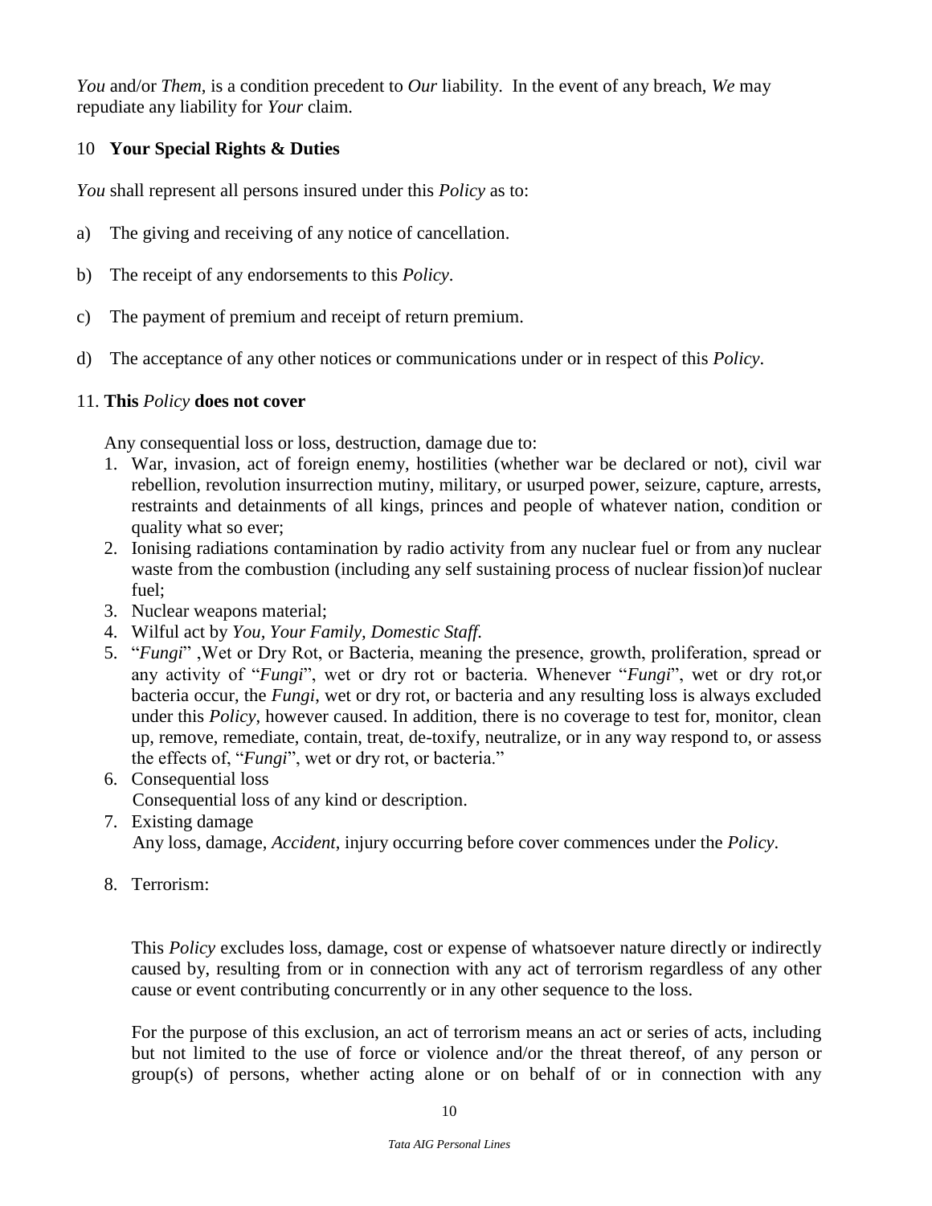*You* and/or *Them*, is a condition precedent to *Our* liability. In the event of any breach, *We* may repudiate any liability for *Your* claim.

## 10 Your Special Rights & Duties

*You* shall represent all persons insured under this *Policy* as to:

a) The giving and receiving of any notice of cancellation.

b) The receipt of any endorsements to this *Policy*.

c) The payment of premium and receipt of return premium.

d) The acceptance of any other notices or communications under or in respect of this *Policy*.

## 11. This *Policy* does not cover

Any consequential loss or loss, destruction, damage due to:

1. War, invasion, act of foreign enemy, hostilities (whether war be declared or not), civil war rebellion, revolution insurrection mutiny, military, or usurped power, seizure, capture, arrests, restraints and detainments of all kings, princes and people of whatever nation, condition or quality what so ever;
2. Ionising radiations contamination by radio activity from any nuclear fuel or from any nuclear waste from the combustion (including any self sustaining process of nuclear fission)of nuclear fuel;
3. Nuclear weapons material;
4. Wilful act by *You*, *Your Family*, *Domestic Staff*.
5. "*Fungi*" ,Wet or Dry Rot, or Bacteria, meaning the presence, growth, proliferation, spread or any activity of "*Fungi*", wet or dry rot or bacteria. Whenever "*Fungi*", wet or dry rot,or bacteria occur, the *Fungi*, wet or dry rot, or bacteria and any resulting loss is always excluded under this *Policy*, however caused. In addition, there is no coverage to test for, monitor, clean up, remove, remediate, contain, treat, de-toxify, neutralize, or in any way respond to, or assess the effects of, "*Fungi*", wet or dry rot, or bacteria."
6. Consequential loss
   Consequential loss of any kind or description.
7. Existing damage
   Any loss, damage, *Accident*, injury occurring before cover commences under the *Policy*.
8. Terrorism:

   This *Policy* excludes loss, damage, cost or expense of whatsoever nature directly or indirectly caused by, resulting from or in connection with any act of terrorism regardless of any other cause or event contributing concurrently or in any other sequence to the loss.

   For the purpose of this exclusion, an act of terrorism means an act or series of acts, including but not limited to the use of force or violence and/or the threat thereof, of any person or group(s) of persons, whether acting alone or on behalf of or in connection with any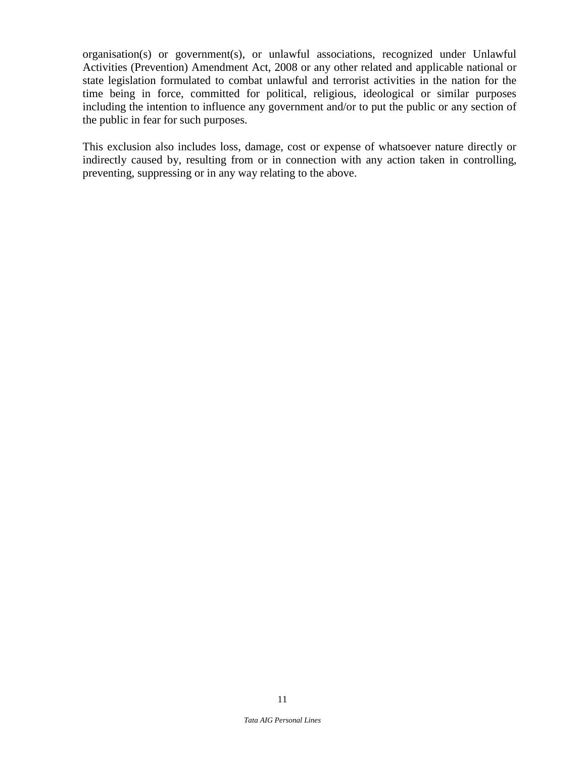organisation(s) or government(s), or unlawful associations, recognized under Unlawful Activities (Prevention) Amendment Act, 2008 or any other related and applicable national or state legislation formulated to combat unlawful and terrorist activities in the nation for the time being in force, committed for political, religious, ideological or similar purposes including the intention to influence any government and/or to put the public or any section of the public in fear for such purposes.

This exclusion also includes loss, damage, cost or expense of whatsoever nature directly or indirectly caused by, resulting from or in connection with any action taken in controlling, preventing, suppressing or in any way relating to the above.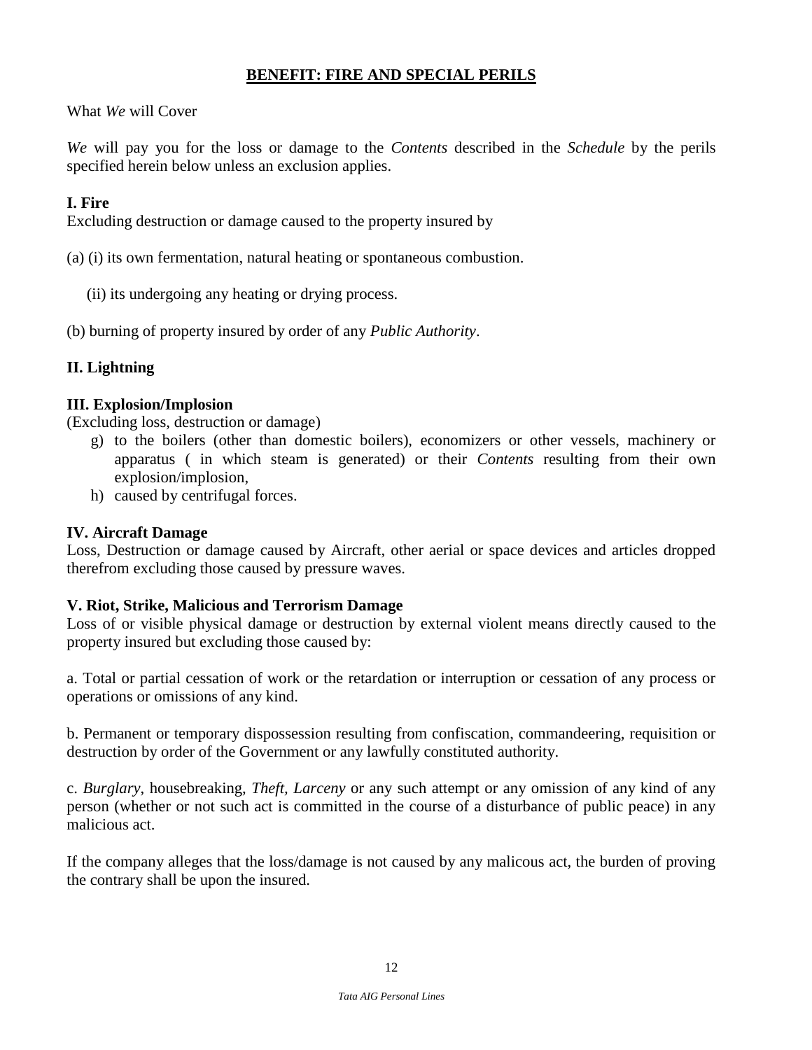## BENEFIT: FIRE AND SPECIAL PERILS

What *We* will Cover

*We* will pay you for the loss or damage to the *Contents* described in the *Schedule* by the perils specified herein below unless an exclusion applies.

**I. Fire**

Excluding destruction or damage caused to the property insured by

(a) (i) its own fermentation, natural heating or spontaneous combustion.

(ii) its undergoing any heating or drying process.

(b) burning of property insured by order of any *Public Authority*.

**II. Lightning**

**III. Explosion/Implosion**

(Excluding loss, destruction or damage)

g) to the boilers (other than domestic boilers), economizers or other vessels, machinery or apparatus ( in which steam is generated) or their *Contents* resulting from their own explosion/implosion,

h) caused by centrifugal forces.

**IV. Aircraft Damage**

Loss, Destruction or damage caused by Aircraft, other aerial or space devices and articles dropped therefrom excluding those caused by pressure waves.

**V. Riot, Strike, Malicious and Terrorism Damage**

Loss of or visible physical damage or destruction by external violent means directly caused to the property insured but excluding those caused by:

a. Total or partial cessation of work or the retardation or interruption or cessation of any process or operations or omissions of any kind.

b. Permanent or temporary dispossession resulting from confiscation, commandeering, requisition or destruction by order of the Government or any lawfully constituted authority.

c. *Burglary*, housebreaking, *Theft, Larceny* or any such attempt or any omission of any kind of any person (whether or not such act is committed in the course of a disturbance of public peace) in any malicious act.

If the company alleges that the loss/damage is not caused by any malicous act, the burden of proving the contrary shall be upon the insured.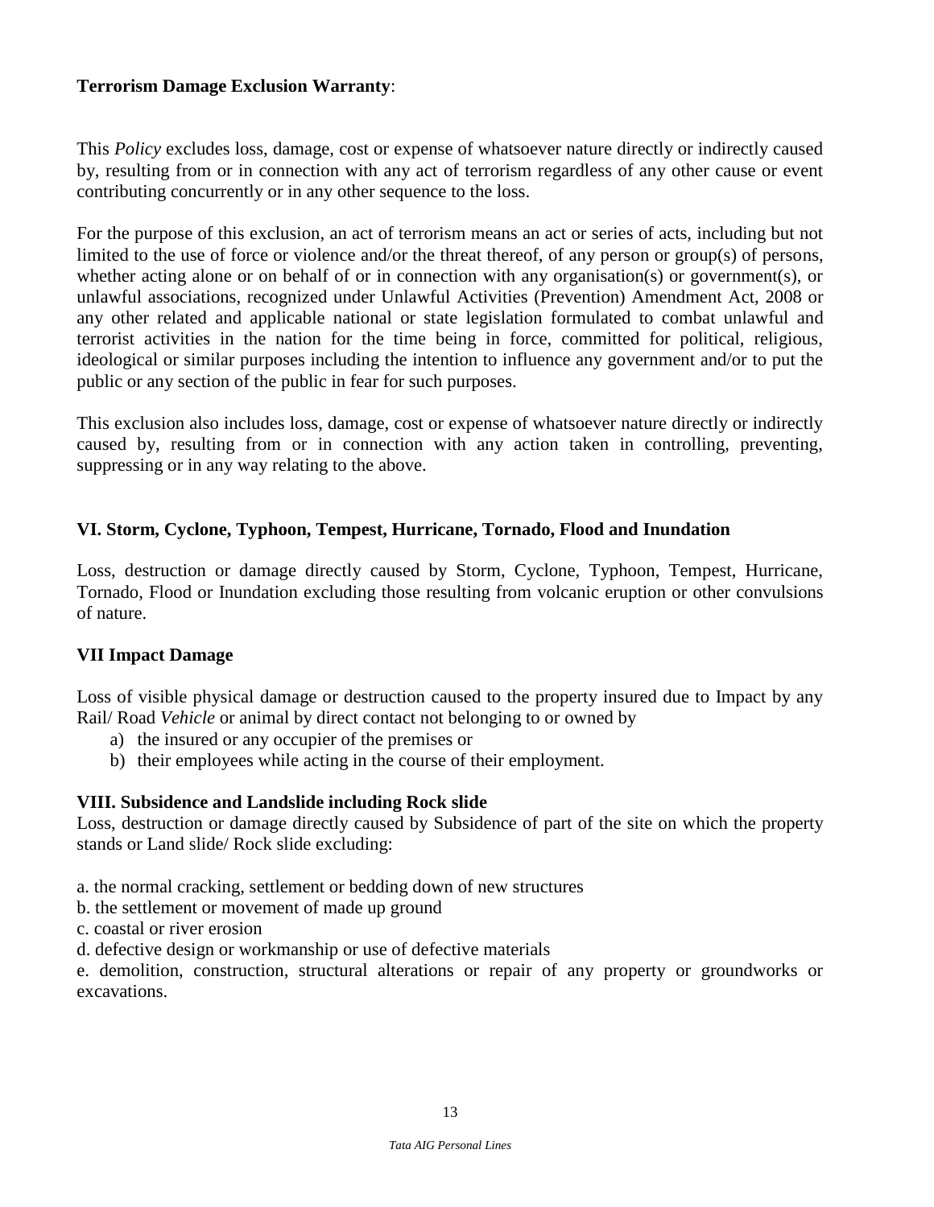**Terrorism Damage Exclusion Warranty**:

This *Policy* excludes loss, damage, cost or expense of whatsoever nature directly or indirectly caused by, resulting from or in connection with any act of terrorism regardless of any other cause or event contributing concurrently or in any other sequence to the loss.

For the purpose of this exclusion, an act of terrorism means an act or series of acts, including but not limited to the use of force or violence and/or the threat thereof, of any person or group(s) of persons, whether acting alone or on behalf of or in connection with any organisation(s) or government(s), or unlawful associations, recognized under Unlawful Activities (Prevention) Amendment Act, 2008 or any other related and applicable national or state legislation formulated to combat unlawful and terrorist activities in the nation for the time being in force, committed for political, religious, ideological or similar purposes including the intention to influence any government and/or to put the public or any section of the public in fear for such purposes.

This exclusion also includes loss, damage, cost or expense of whatsoever nature directly or indirectly caused by, resulting from or in connection with any action taken in controlling, preventing, suppressing or in any way relating to the above.

**VI. Storm, Cyclone, Typhoon, Tempest, Hurricane, Tornado, Flood and Inundation**

Loss, destruction or damage directly caused by Storm, Cyclone, Typhoon, Tempest, Hurricane, Tornado, Flood or Inundation excluding those resulting from volcanic eruption or other convulsions of nature.

**VII Impact Damage**

Loss of visible physical damage or destruction caused to the property insured due to Impact by any Rail/ Road *Vehicle* or animal by direct contact not belonging to or owned by

a) the insured or any occupier of the premises or
b) their employees while acting in the course of their employment.

**VIII. Subsidence and Landslide including Rock slide**

Loss, destruction or damage directly caused by Subsidence of part of the site on which the property stands or Land slide/ Rock slide excluding:

a. the normal cracking, settlement or bedding down of new structures
b. the settlement or movement of made up ground
c. coastal or river erosion
d. defective design or workmanship or use of defective materials
e. demolition, construction, structural alterations or repair of any property or groundworks or excavations.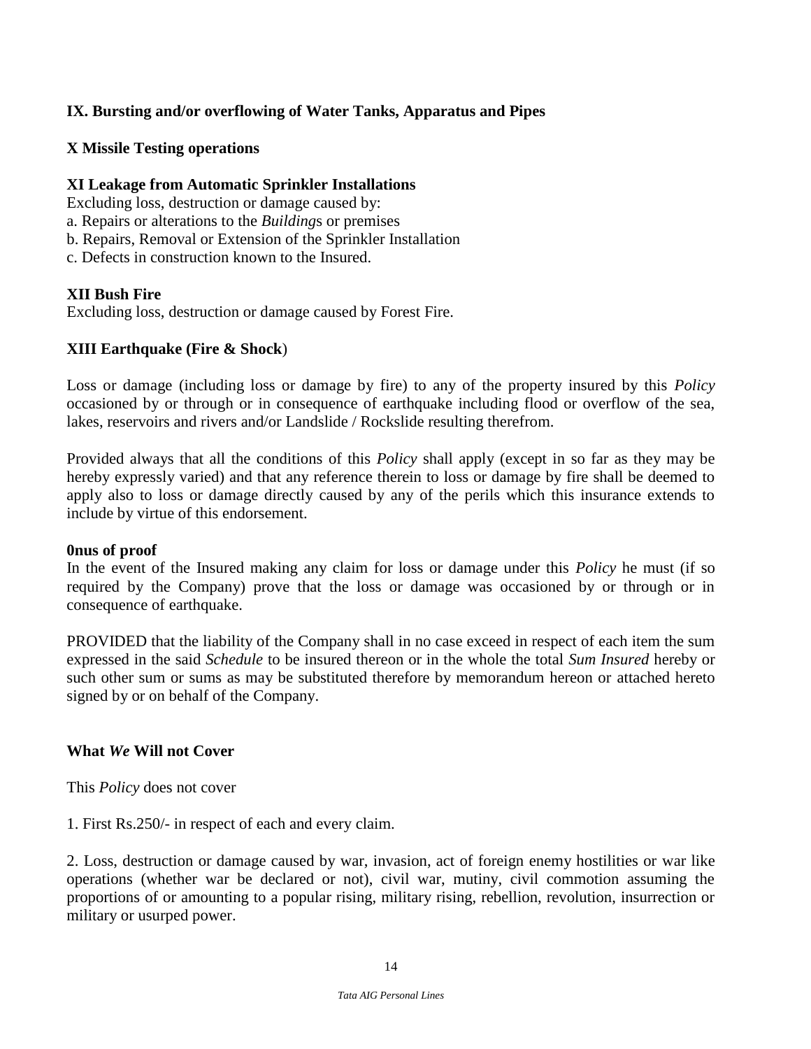**IX. Bursting and/or overflowing of Water Tanks, Apparatus and Pipes**

**X Missile Testing operations**

**XI Leakage from Automatic Sprinkler Installations**

Excluding loss, destruction or damage caused by:

a. Repairs or alterations to the *Building*s or premises

b. Repairs, Removal or Extension of the Sprinkler Installation

c. Defects in construction known to the Insured.

**XII Bush Fire**

Excluding loss, destruction or damage caused by Forest Fire.

**XIII Earthquake (Fire & Shock**)

Loss or damage (including loss or damage by fire) to any of the property insured by this *Policy* occasioned by or through or in consequence of earthquake including flood or overflow of the sea, lakes, reservoirs and rivers and/or Landslide / Rockslide resulting therefrom.

Provided always that all the conditions of this *Policy* shall apply (except in so far as they may be hereby expressly varied) and that any reference therein to loss or damage by fire shall be deemed to apply also to loss or damage directly caused by any of the perils which this insurance extends to include by virtue of this endorsement.

**0nus of proof**

In the event of the Insured making any claim for loss or damage under this *Policy* he must (if so required by the Company) prove that the loss or damage was occasioned by or through or in consequence of earthquake.

PROVIDED that the liability of the Company shall in no case exceed in respect of each item the sum expressed in the said *Schedule* to be insured thereon or in the whole the total *Sum Insured* hereby or such other sum or sums as may be substituted therefore by memorandum hereon or attached hereto signed by or on behalf of the Company.

**What *We* Will not Cover**

This *Policy* does not cover

1. First Rs.250/- in respect of each and every claim.

2. Loss, destruction or damage caused by war, invasion, act of foreign enemy hostilities or war like operations (whether war be declared or not), civil war, mutiny, civil commotion assuming the proportions of or amounting to a popular rising, military rising, rebellion, revolution, insurrection or military or usurped power.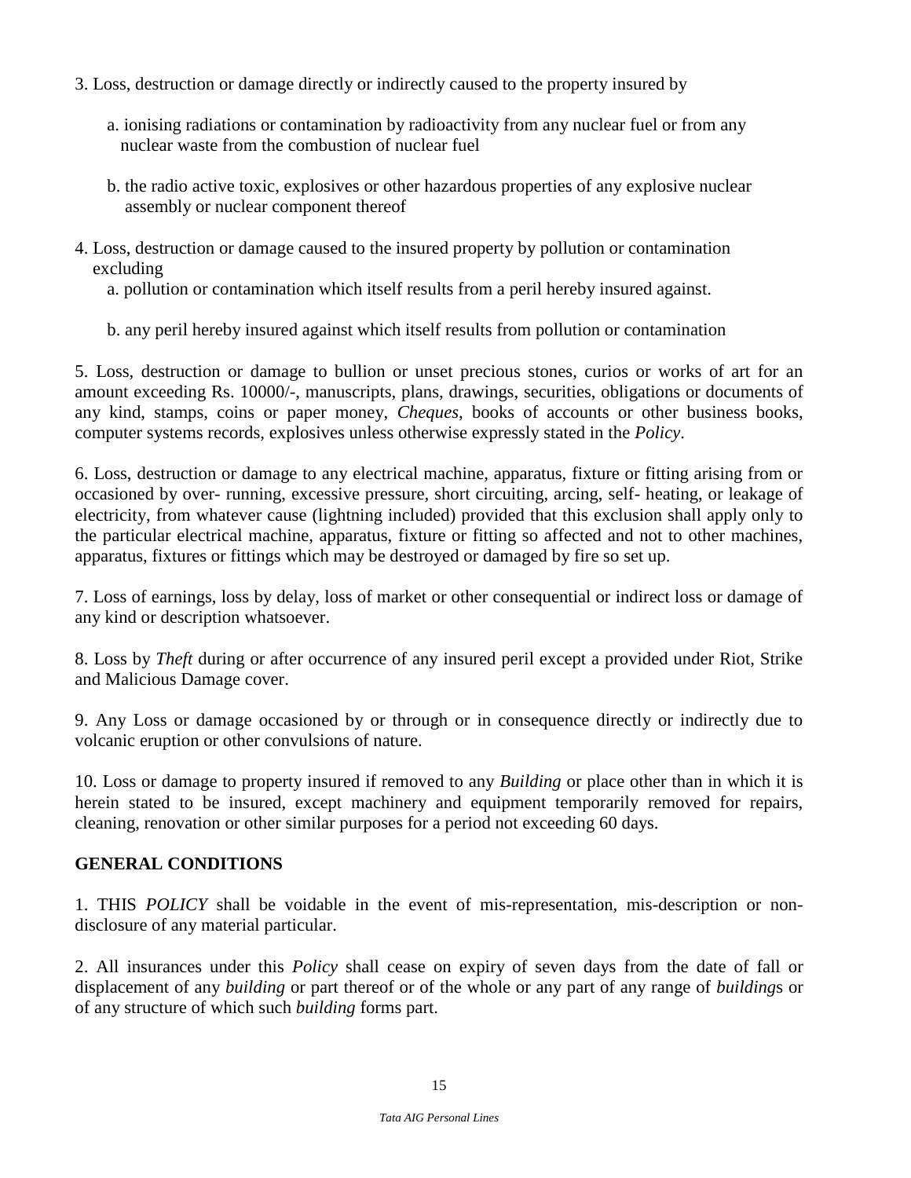3. Loss, destruction or damage directly or indirectly caused to the property insured by

   a. ionising radiations or contamination by radioactivity from any nuclear fuel or from any nuclear waste from the combustion of nuclear fuel

   b. the radio active toxic, explosives or other hazardous properties of any explosive nuclear assembly or nuclear component thereof

4. Loss, destruction or damage caused to the insured property by pollution or contamination excluding

   a. pollution or contamination which itself results from a peril hereby insured against.

   b. any peril hereby insured against which itself results from pollution or contamination

5. Loss, destruction or damage to bullion or unset precious stones, curios or works of art for an amount exceeding Rs. 10000/-, manuscripts, plans, drawings, securities, obligations or documents of any kind, stamps, coins or paper money, *Cheques*, books of accounts or other business books, computer systems records, explosives unless otherwise expressly stated in the *Policy*.

6. Loss, destruction or damage to any electrical machine, apparatus, fixture or fitting arising from or occasioned by over- running, excessive pressure, short circuiting, arcing, self- heating, or leakage of electricity, from whatever cause (lightning included) provided that this exclusion shall apply only to the particular electrical machine, apparatus, fixture or fitting so affected and not to other machines, apparatus, fixtures or fittings which may be destroyed or damaged by fire so set up.

7. Loss of earnings, loss by delay, loss of market or other consequential or indirect loss or damage of any kind or description whatsoever.

8. Loss by *Theft* during or after occurrence of any insured peril except a provided under Riot, Strike and Malicious Damage cover.

9. Any Loss or damage occasioned by or through or in consequence directly or indirectly due to volcanic eruption or other convulsions of nature.

10. Loss or damage to property insured if removed to any *Building* or place other than in which it is herein stated to be insured, except machinery and equipment temporarily removed for repairs, cleaning, renovation or other similar purposes for a period not exceeding 60 days.

## GENERAL CONDITIONS

1. THIS *POLICY* shall be voidable in the event of mis-representation, mis-description or non-disclosure of any material particular.

2. All insurances under this *Policy* shall cease on expiry of seven days from the date of fall or displacement of any *building* or part thereof or of the whole or any part of any range of *building*s or of any structure of which such *building* forms part.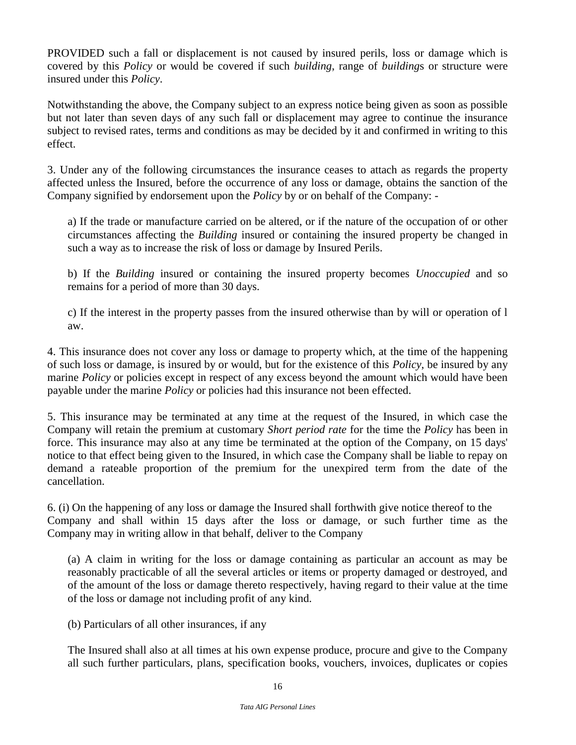PROVIDED such a fall or displacement is not caused by insured perils, loss or damage which is covered by this *Policy* or would be covered if such *building*, range of *building*s or structure were insured under this *Policy*.

Notwithstanding the above, the Company subject to an express notice being given as soon as possible but not later than seven days of any such fall or displacement may agree to continue the insurance subject to revised rates, terms and conditions as may be decided by it and confirmed in writing to this effect.

3. Under any of the following circumstances the insurance ceases to attach as regards the property affected unless the Insured, before the occurrence of any loss or damage, obtains the sanction of the Company signified by endorsement upon the *Policy* by or on behalf of the Company: -

a) If the trade or manufacture carried on be altered, or if the nature of the occupation of or other circumstances affecting the *Building* insured or containing the insured property be changed in such a way as to increase the risk of loss or damage by Insured Perils.

b) If the *Building* insured or containing the insured property becomes *Unoccupied* and so remains for a period of more than 30 days.

c) If the interest in the property passes from the insured otherwise than by will or operation of l aw.

4. This insurance does not cover any loss or damage to property which, at the time of the happening of such loss or damage, is insured by or would, but for the existence of this *Policy*, be insured by any marine *Policy* or policies except in respect of any excess beyond the amount which would have been payable under the marine *Policy* or policies had this insurance not been effected.

5. This insurance may be terminated at any time at the request of the Insured, in which case the Company will retain the premium at customary *Short period rate* for the time the *Policy* has been in force. This insurance may also at any time be terminated at the option of the Company, on 15 days' notice to that effect being given to the Insured, in which case the Company shall be liable to repay on demand a rateable proportion of the premium for the unexpired term from the date of the cancellation.

6. (i) On the happening of any loss or damage the Insured shall forthwith give notice thereof to the Company and shall within 15 days after the loss or damage, or such further time as the Company may in writing allow in that behalf, deliver to the Company

(a) A claim in writing for the loss or damage containing as particular an account as may be reasonably practicable of all the several articles or items or property damaged or destroyed, and of the amount of the loss or damage thereto respectively, having regard to their value at the time of the loss or damage not including profit of any kind.

(b) Particulars of all other insurances, if any

The Insured shall also at all times at his own expense produce, procure and give to the Company all such further particulars, plans, specification books, vouchers, invoices, duplicates or copies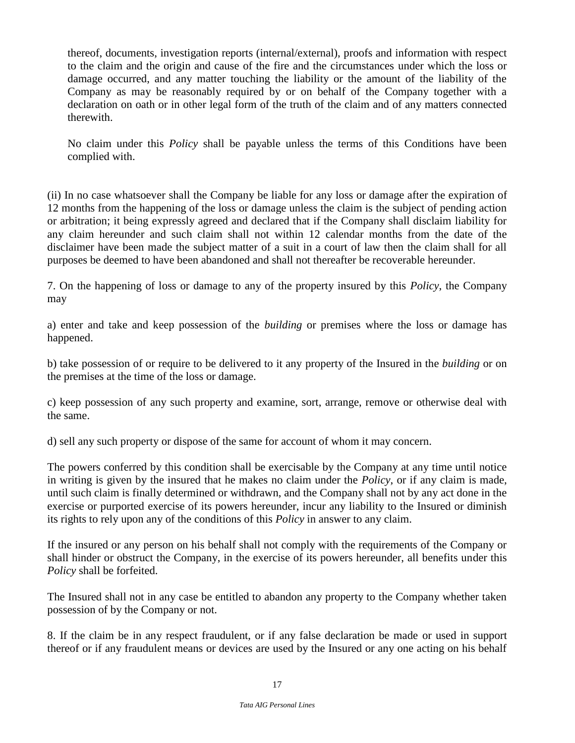thereof, documents, investigation reports (internal/external), proofs and information with respect to the claim and the origin and cause of the fire and the circumstances under which the loss or damage occurred, and any matter touching the liability or the amount of the liability of the Company as may be reasonably required by or on behalf of the Company together with a declaration on oath or in other legal form of the truth of the claim and of any matters connected therewith.

No claim under this *Policy* shall be payable unless the terms of this Conditions have been complied with.

(ii) In no case whatsoever shall the Company be liable for any loss or damage after the expiration of 12 months from the happening of the loss or damage unless the claim is the subject of pending action or arbitration; it being expressly agreed and declared that if the Company shall disclaim liability for any claim hereunder and such claim shall not within 12 calendar months from the date of the disclaimer have been made the subject matter of a suit in a court of law then the claim shall for all purposes be deemed to have been abandoned and shall not thereafter be recoverable hereunder.

7. On the happening of loss or damage to any of the property insured by this *Policy*, the Company may

a) enter and take and keep possession of the *building* or premises where the loss or damage has happened.

b) take possession of or require to be delivered to it any property of the Insured in the *building* or on the premises at the time of the loss or damage.

c) keep possession of any such property and examine, sort, arrange, remove or otherwise deal with the same.

d) sell any such property or dispose of the same for account of whom it may concern.

The powers conferred by this condition shall be exercisable by the Company at any time until notice in writing is given by the insured that he makes no claim under the *Policy*, or if any claim is made, until such claim is finally determined or withdrawn, and the Company shall not by any act done in the exercise or purported exercise of its powers hereunder, incur any liability to the Insured or diminish its rights to rely upon any of the conditions of this *Policy* in answer to any claim.

If the insured or any person on his behalf shall not comply with the requirements of the Company or shall hinder or obstruct the Company, in the exercise of its powers hereunder, all benefits under this *Policy* shall be forfeited.

The Insured shall not in any case be entitled to abandon any property to the Company whether taken possession of by the Company or not.

8. If the claim be in any respect fraudulent, or if any false declaration be made or used in support thereof or if any fraudulent means or devices are used by the Insured or any one acting on his behalf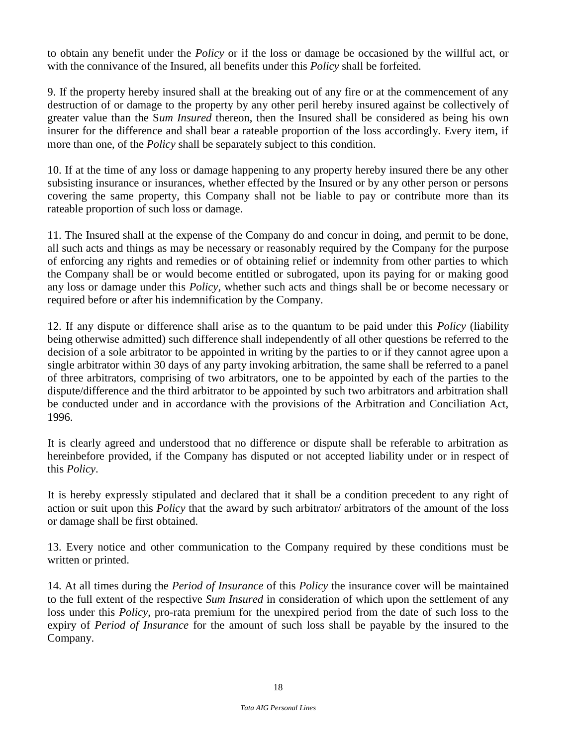to obtain any benefit under the *Policy* or if the loss or damage be occasioned by the willful act, or with the connivance of the Insured, all benefits under this *Policy* shall be forfeited.

9. If the property hereby insured shall at the breaking out of any fire or at the commencement of any destruction of or damage to the property by any other peril hereby insured against be collectively of greater value than the S*um Insured* thereon, then the Insured shall be considered as being his own insurer for the difference and shall bear a rateable proportion of the loss accordingly. Every item, if more than one, of the *Policy* shall be separately subject to this condition.

10. If at the time of any loss or damage happening to any property hereby insured there be any other subsisting insurance or insurances, whether effected by the Insured or by any other person or persons covering the same property, this Company shall not be liable to pay or contribute more than its rateable proportion of such loss or damage.

11. The Insured shall at the expense of the Company do and concur in doing, and permit to be done, all such acts and things as may be necessary or reasonably required by the Company for the purpose of enforcing any rights and remedies or of obtaining relief or indemnity from other parties to which the Company shall be or would become entitled or subrogated, upon its paying for or making good any loss or damage under this *Policy*, whether such acts and things shall be or become necessary or required before or after his indemnification by the Company.

12. If any dispute or difference shall arise as to the quantum to be paid under this *Policy* (liability being otherwise admitted) such difference shall independently of all other questions be referred to the decision of a sole arbitrator to be appointed in writing by the parties to or if they cannot agree upon a single arbitrator within 30 days of any party invoking arbitration, the same shall be referred to a panel of three arbitrators, comprising of two arbitrators, one to be appointed by each of the parties to the dispute/difference and the third arbitrator to be appointed by such two arbitrators and arbitration shall be conducted under and in accordance with the provisions of the Arbitration and Conciliation Act, 1996.

It is clearly agreed and understood that no difference or dispute shall be referable to arbitration as hereinbefore provided, if the Company has disputed or not accepted liability under or in respect of this *Policy*.

It is hereby expressly stipulated and declared that it shall be a condition precedent to any right of action or suit upon this *Policy* that the award by such arbitrator/ arbitrators of the amount of the loss or damage shall be first obtained.

13. Every notice and other communication to the Company required by these conditions must be written or printed.

14. At all times during the *Period of Insurance* of this *Policy* the insurance cover will be maintained to the full extent of the respective *Sum Insured* in consideration of which upon the settlement of any loss under this *Policy*, pro-rata premium for the unexpired period from the date of such loss to the expiry of *Period of Insurance* for the amount of such loss shall be payable by the insured to the Company.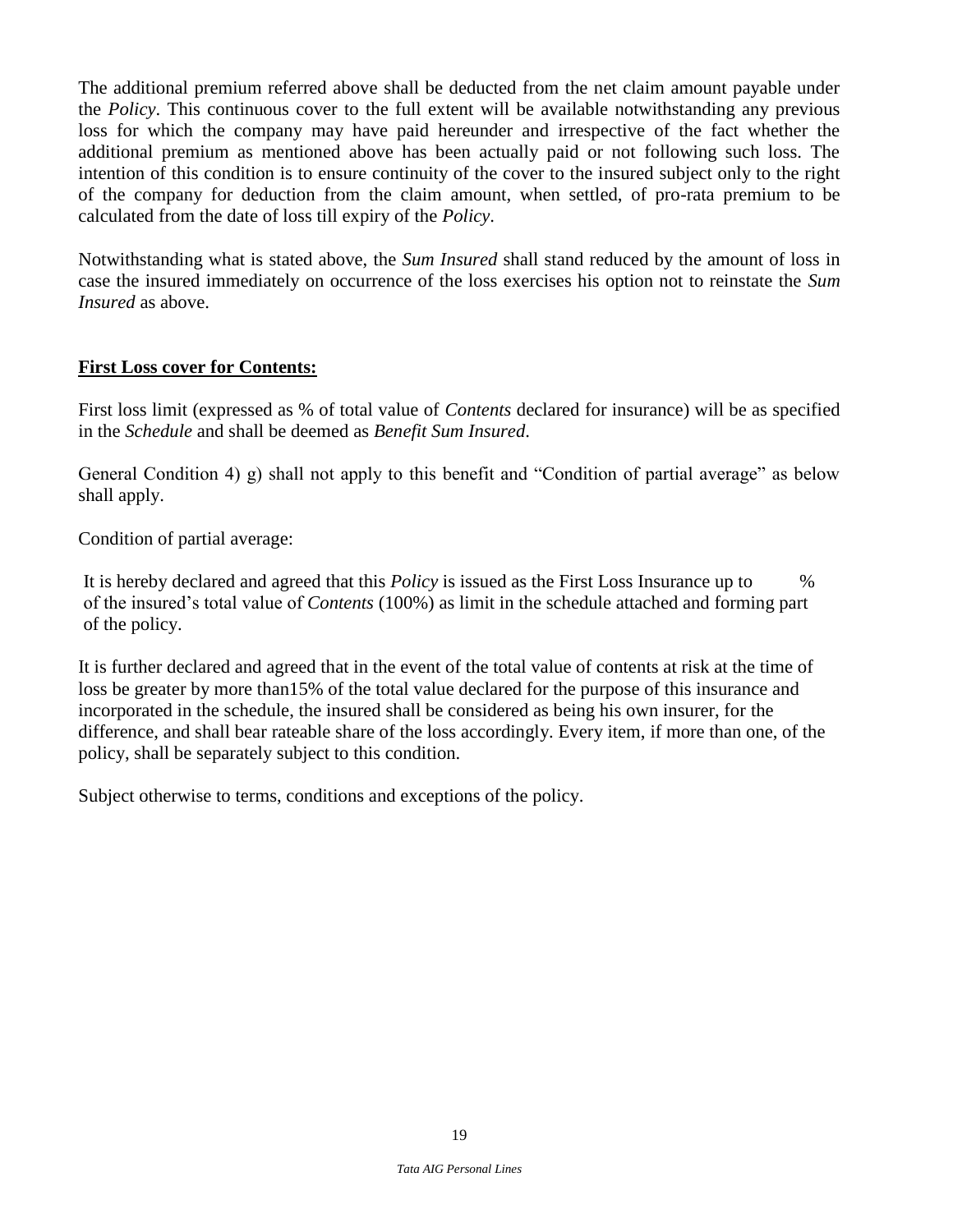The additional premium referred above shall be deducted from the net claim amount payable under the *Policy*. This continuous cover to the full extent will be available notwithstanding any previous loss for which the company may have paid hereunder and irrespective of the fact whether the additional premium as mentioned above has been actually paid or not following such loss. The intention of this condition is to ensure continuity of the cover to the insured subject only to the right of the company for deduction from the claim amount, when settled, of pro-rata premium to be calculated from the date of loss till expiry of the *Policy*.

Notwithstanding what is stated above, the *Sum Insured* shall stand reduced by the amount of loss in case the insured immediately on occurrence of the loss exercises his option not to reinstate the *Sum Insured* as above.

**First Loss cover for Contents:**

First loss limit (expressed as % of total value of *Contents* declared for insurance) will be as specified in the *Schedule* and shall be deemed as *Benefit Sum Insured*.

General Condition 4) g) shall not apply to this benefit and "Condition of partial average" as below shall apply.

Condition of partial average:

It is hereby declared and agreed that this *Policy* is issued as the First Loss Insurance up to % of the insured's total value of *Contents* (100%) as limit in the schedule attached and forming part of the policy.

It is further declared and agreed that in the event of the total value of contents at risk at the time of loss be greater by more than15% of the total value declared for the purpose of this insurance and incorporated in the schedule, the insured shall be considered as being his own insurer, for the difference, and shall bear rateable share of the loss accordingly. Every item, if more than one, of the policy, shall be separately subject to this condition.

Subject otherwise to terms, conditions and exceptions of the policy.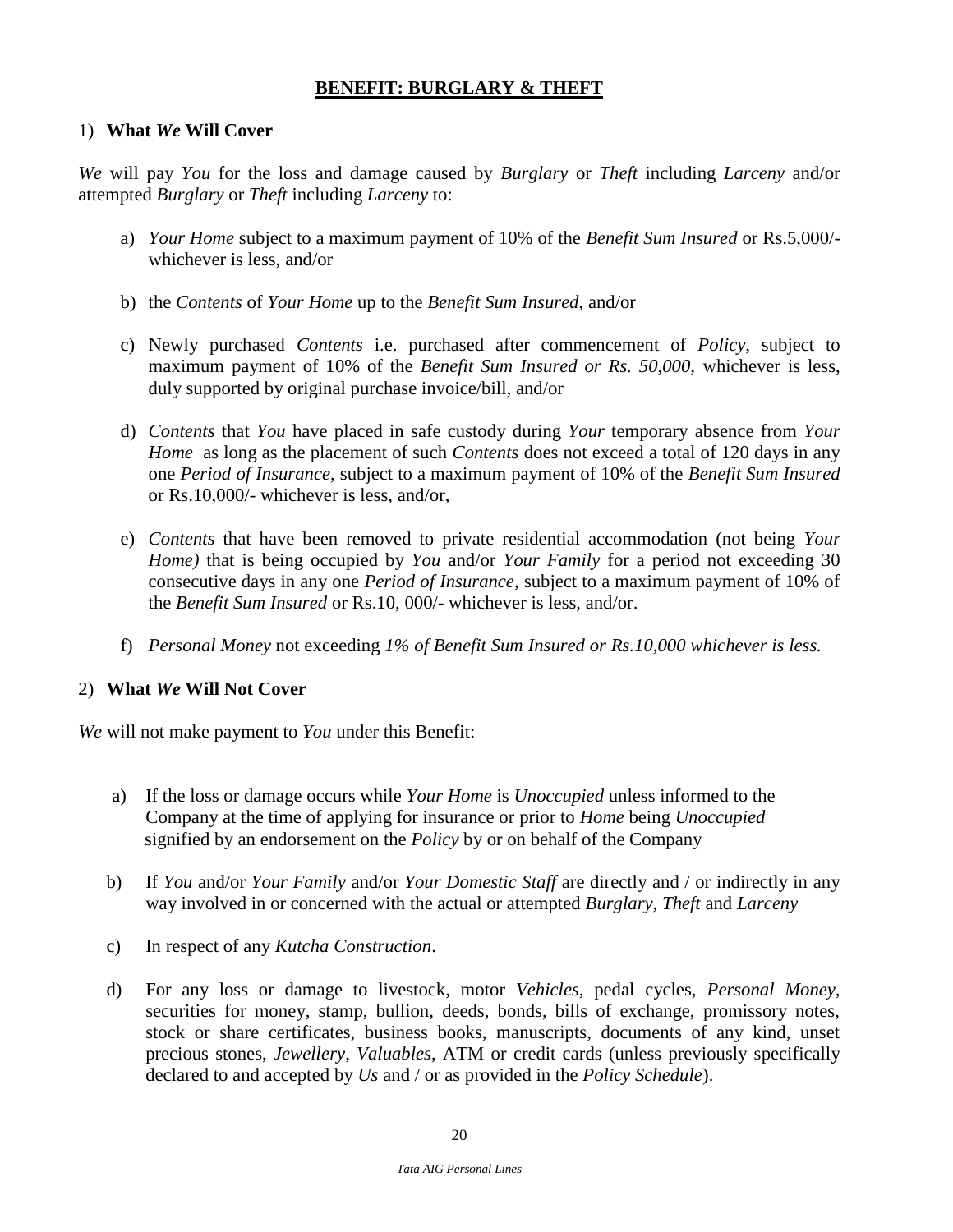## BENEFIT: BURGLARY & THEFT

1) **What *We* Will Cover**

*We* will pay *You* for the loss and damage caused by *Burglary* or *Theft* including *Larceny* and/or attempted *Burglary* or *Theft* including *Larceny* to:

a) *Your Home* subject to a maximum payment of 10% of the *Benefit Sum Insured* or Rs.5,000/- whichever is less, and/or

b) the *Contents* of *Your Home* up to the *Benefit Sum Insured*, and/or

c) Newly purchased *Contents* i.e. purchased after commencement of *Policy*, subject to maximum payment of 10% of the *Benefit Sum Insured or Rs. 50,000*, whichever is less, duly supported by original purchase invoice/bill, and/or

d) *Contents* that *You* have placed in safe custody during *Your* temporary absence from *Your Home* as long as the placement of such *Contents* does not exceed a total of 120 days in any one *Period of Insurance*, subject to a maximum payment of 10% of the *Benefit Sum Insured* or Rs.10,000/- whichever is less, and/or,

e) *Contents* that have been removed to private residential accommodation (not being *Your Home)* that is being occupied by *You* and/or *Your Family* for a period not exceeding 30 consecutive days in any one *Period of Insurance*, subject to a maximum payment of 10% of the *Benefit Sum Insured* or Rs.10, 000/- whichever is less, and/or.

f) *Personal Money* not exceeding *1% of Benefit Sum Insured or Rs.10,000 whichever is less.*

2) **What *We* Will Not Cover**

*We* will not make payment to *You* under this Benefit:

a) If the loss or damage occurs while *Your Home* is *Unoccupied* unless informed to the Company at the time of applying for insurance or prior to *Home* being *Unoccupied* signified by an endorsement on the *Policy* by or on behalf of the Company

b) If *You* and/or *Your Family* and/or *Your Domestic Staff* are directly and / or indirectly in any way involved in or concerned with the actual or attempted *Burglary*, *Theft* and *Larceny*

c) In respect of any *Kutcha Construction*.

d) For any loss or damage to livestock, motor *Vehicles*, pedal cycles, *Personal Money*, securities for money, stamp, bullion, deeds, bonds, bills of exchange, promissory notes, stock or share certificates, business books, manuscripts, documents of any kind, unset precious stones, *Jewellery*, *Valuables*, ATM or credit cards (unless previously specifically declared to and accepted by *Us* and / or as provided in the *Policy Schedule*).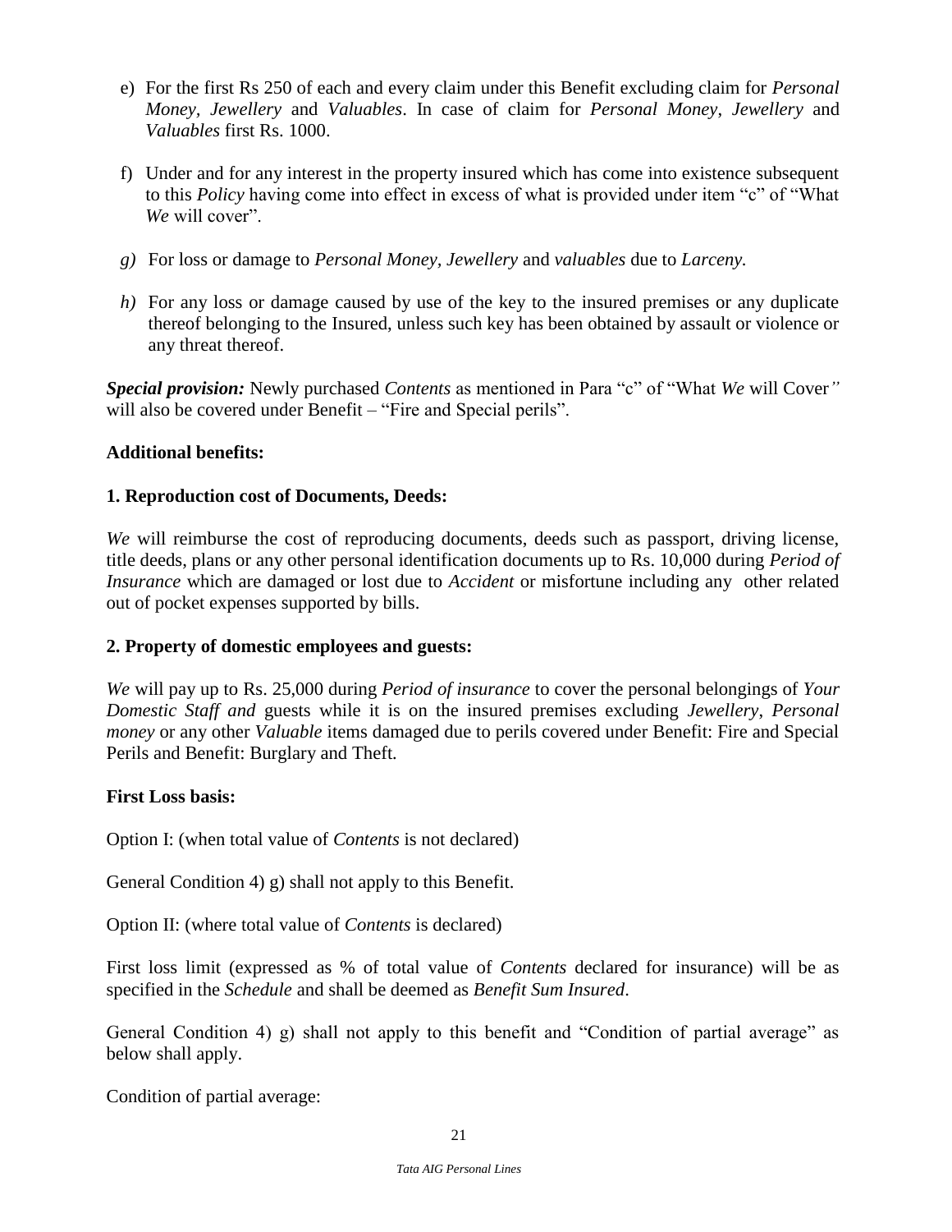e) For the first Rs 250 of each and every claim under this Benefit excluding claim for *Personal Money*, *Jewellery* and *Valuables*. In case of claim for *Personal Money, Jewellery* and *Valuables* first Rs. 1000.

f) Under and for any interest in the property insured which has come into existence subsequent to this *Policy* having come into effect in excess of what is provided under item "c" of "What *We* will cover".

*g)* For loss or damage to *Personal Money, Jewellery* and *valuables* due to *Larceny.*

*h)* For any loss or damage caused by use of the key to the insured premises or any duplicate thereof belonging to the Insured, unless such key has been obtained by assault or violence or any threat thereof.

***Special provision:*** Newly purchased *Contents* as mentioned in Para "c" of "What *We* will Cover*"* will also be covered under Benefit – "Fire and Special perils".

**Additional benefits:**

**1. Reproduction cost of Documents, Deeds:**

*We* will reimburse the cost of reproducing documents, deeds such as passport, driving license, title deeds, plans or any other personal identification documents up to Rs. 10,000 during *Period of Insurance* which are damaged or lost due to *Accident* or misfortune including any other related out of pocket expenses supported by bills.

**2. Property of domestic employees and guests:**

*We* will pay up to Rs. 25,000 during *Period of insurance* to cover the personal belongings of *Your Domestic Staff and* guests while it is on the insured premises excluding *Jewellery*, *Personal money* or any other *Valuable* items damaged due to perils covered under Benefit: Fire and Special Perils and Benefit: Burglary and Theft.

**First Loss basis:**

Option I: (when total value of *Contents* is not declared)

General Condition 4) g) shall not apply to this Benefit.

Option II: (where total value of *Contents* is declared)

First loss limit (expressed as % of total value of *Contents* declared for insurance) will be as specified in the *Schedule* and shall be deemed as *Benefit Sum Insured*.

General Condition 4) g) shall not apply to this benefit and "Condition of partial average" as below shall apply.

Condition of partial average: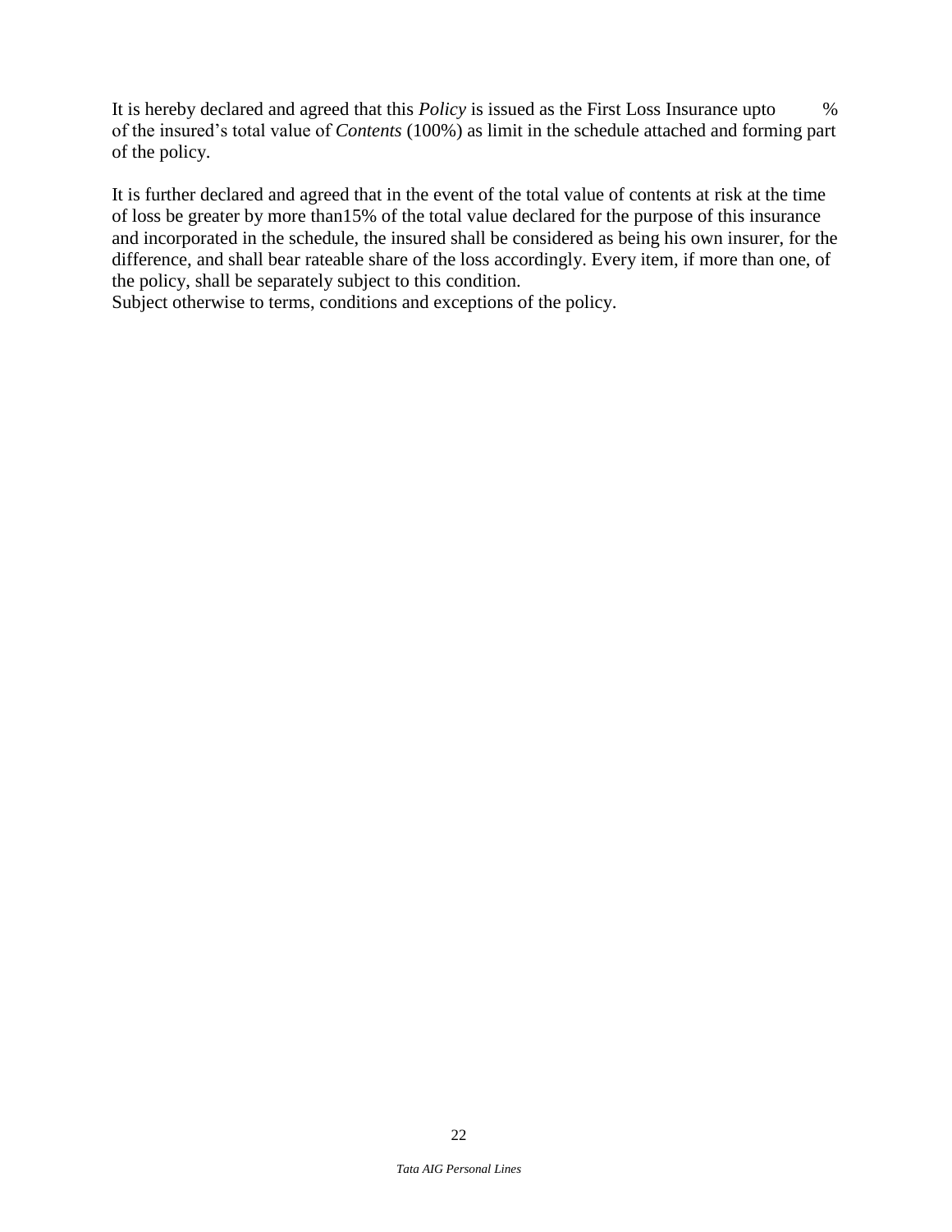It is hereby declared and agreed that this *Policy* is issued as the First Loss Insurance upto % of the insured's total value of *Contents* (100%) as limit in the schedule attached and forming part of the policy.

It is further declared and agreed that in the event of the total value of contents at risk at the time of loss be greater by more than15% of the total value declared for the purpose of this insurance and incorporated in the schedule, the insured shall be considered as being his own insurer, for the difference, and shall bear rateable share of the loss accordingly. Every item, if more than one, of the policy, shall be separately subject to this condition.
Subject otherwise to terms, conditions and exceptions of the policy.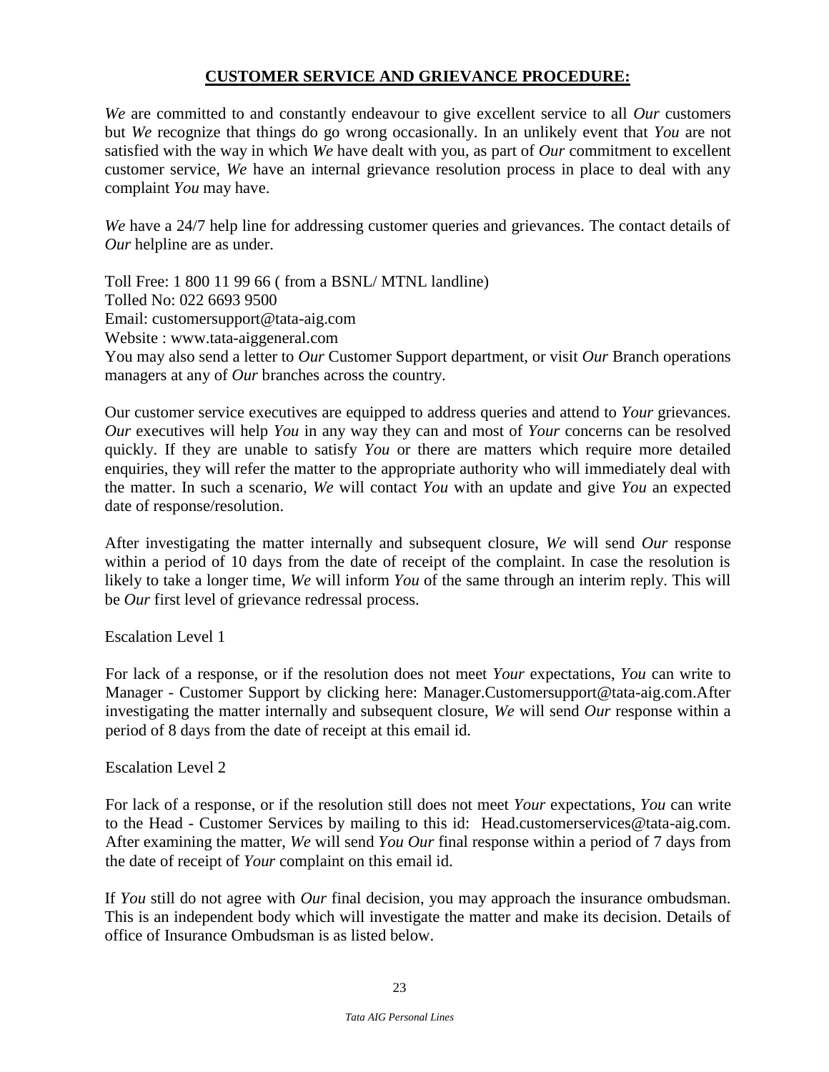## CUSTOMER SERVICE AND GRIEVANCE PROCEDURE:

*We* are committed to and constantly endeavour to give excellent service to all *Our* customers but *We* recognize that things do go wrong occasionally. In an unlikely event that *You* are not satisfied with the way in which *We* have dealt with you, as part of *Our* commitment to excellent customer service, *We* have an internal grievance resolution process in place to deal with any complaint *You* may have.

*We* have a 24/7 help line for addressing customer queries and grievances. The contact details of *Our* helpline are as under.

Toll Free: 1 800 11 99 66 ( from a BSNL/ MTNL landline)
Tolled No: 022 6693 9500
Email: customersupport@tata-aig.com
Website : www.tata-aiggeneral.com
You may also send a letter to *Our* Customer Support department, or visit *Our* Branch operations managers at any of *Our* branches across the country.

Our customer service executives are equipped to address queries and attend to *Your* grievances. *Our* executives will help *You* in any way they can and most of *Your* concerns can be resolved quickly. If they are unable to satisfy *You* or there are matters which require more detailed enquiries, they will refer the matter to the appropriate authority who will immediately deal with the matter. In such a scenario, *We* will contact *You* with an update and give *You* an expected date of response/resolution.

After investigating the matter internally and subsequent closure, *We* will send *Our* response within a period of 10 days from the date of receipt of the complaint. In case the resolution is likely to take a longer time, *We* will inform *You* of the same through an interim reply. This will be *Our* first level of grievance redressal process.

Escalation Level 1

For lack of a response, or if the resolution does not meet *Your* expectations, *You* can write to Manager - Customer Support by clicking here: Manager.Customersupport@tata-aig.com.After investigating the matter internally and subsequent closure, *We* will send *Our* response within a period of 8 days from the date of receipt at this email id.

Escalation Level 2

For lack of a response, or if the resolution still does not meet *Your* expectations, *You* can write to the Head - Customer Services by mailing to this id: Head.customerservices@tata-aig.com. After examining the matter, *We* will send *You Our* final response within a period of 7 days from the date of receipt of *Your* complaint on this email id.

If *You* still do not agree with *Our* final decision, you may approach the insurance ombudsman. This is an independent body which will investigate the matter and make its decision. Details of office of Insurance Ombudsman is as listed below.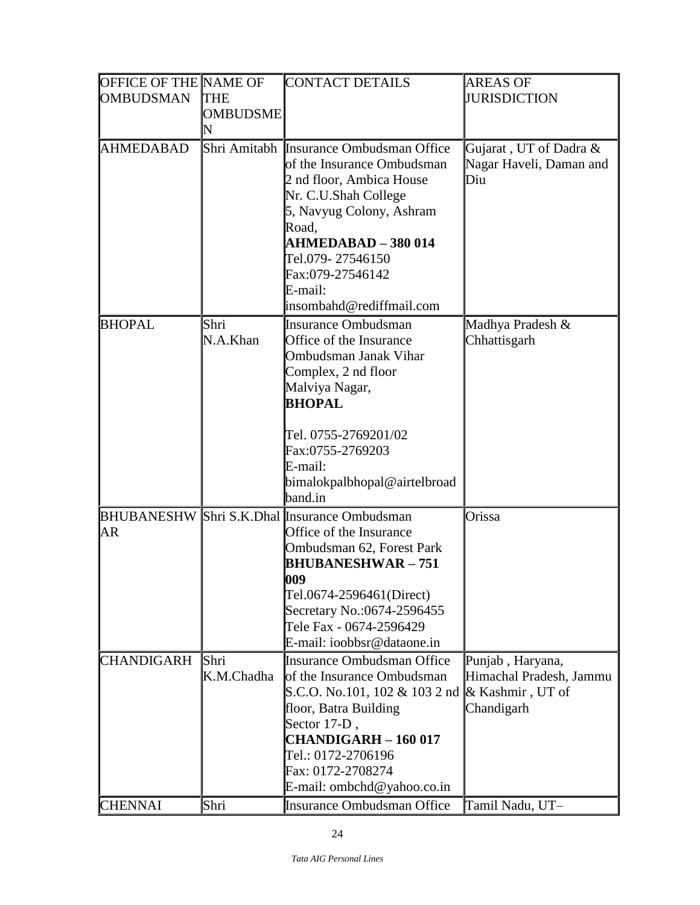| OFFICE OF THE OMBUDSMAN | NAME OF THE OMBUDSMEN | CONTACT DETAILS | AREAS OF JURISDICTION |
| --- | --- | --- | --- |
| AHMEDABAD | Shri Amitabh | Insurance Ombudsman Office of the Insurance Ombudsman 2 nd floor, Ambica House Nr. C.U.Shah College 5, Navyug Colony, Ashram Road, **AHMEDABAD – 380 014** Tel.079- 27546150 Fax:079-27546142 E-mail: insombahd@rediffmail.com | Gujarat , UT of Dadra & Nagar Haveli, Daman and Diu |
| BHOPAL | Shri N.A.Khan | Insurance Ombudsman Office of the Insurance Ombudsman Janak Vihar Complex, 2 nd floor Malviya Nagar, **BHOPAL** Tel. 0755-2769201/02 Fax:0755-2769203 E-mail: bimalokpalbhopal@airtelbroadband.in | Madhya Pradesh & Chhattisgarh |
| BHUBANESHWAR | Shri S.K.Dhal | Insurance Ombudsman Office of the Insurance Ombudsman 62, Forest Park **BHUBANESHWAR – 751 009** Tel.0674-2596461(Direct) Secretary No.:0674-2596455 Tele Fax - 0674-2596429 E-mail: ioobbsr@dataone.in | Orissa |
| CHANDIGARH | Shri K.M.Chadha | Insurance Ombudsman Office of the Insurance Ombudsman S.C.O. No.101, 102 & 103 2 nd floor, Batra Building Sector 17-D , **CHANDIGARH – 160 017** Tel.: 0172-2706196 Fax: 0172-2708274 E-mail: ombchd@yahoo.co.in | Punjab , Haryana, Himachal Pradesh, Jammu & Kashmir , UT of Chandigarh |
| CHENNAI | Shri | Insurance Ombudsman Office | Tamil Nadu, UT– |

*Tata AIG Personal Lines*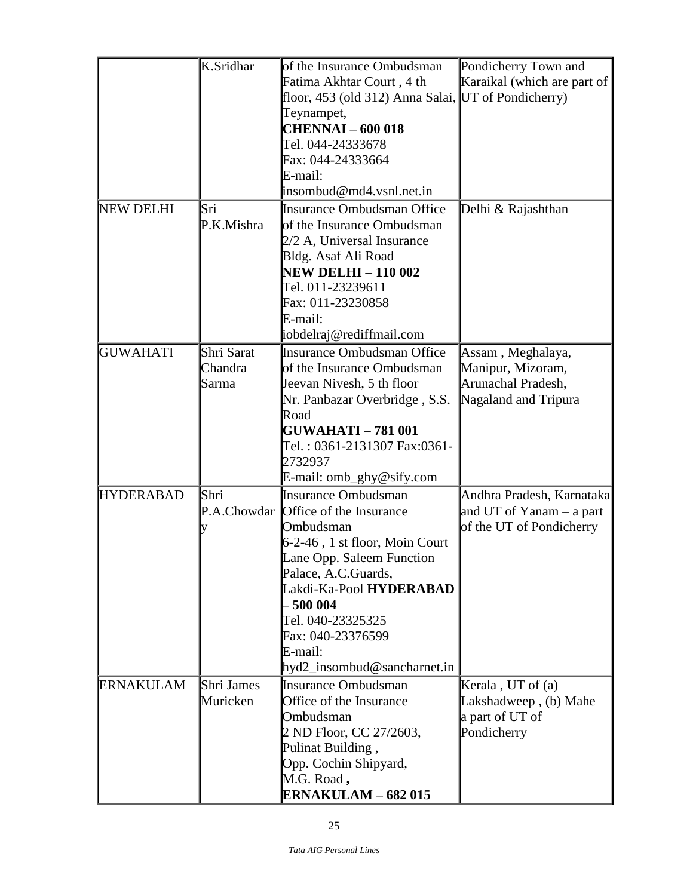| | | | |
|---|---|---|---|
| | K.Sridhar | of the Insurance Ombudsman Fatima Akhtar Court , 4 th floor, 453 (old 312) Anna Salai, Teynampet, **CHENNAI – 600 018** Tel. 044-24333678 Fax: 044-24333664 E-mail: insombud@md4.vsnl.net.in | Pondicherry Town and Karaikal (which are part of UT of Pondicherry) |
| NEW DELHI | Sri P.K.Mishra | Insurance Ombudsman Office of the Insurance Ombudsman 2/2 A, Universal Insurance Bldg. Asaf Ali Road **NEW DELHI – 110 002** Tel. 011-23239611 Fax: 011-23230858 E-mail: iobdelraj@rediffmail.com | Delhi & Rajashthan |
| GUWAHATI | Shri Sarat Chandra Sarma | Insurance Ombudsman Office of the Insurance Ombudsman Jeevan Nivesh, 5 th floor Nr. Panbazar Overbridge , S.S. Road **GUWAHATI – 781 001** Tel. : 0361-2131307 Fax:0361-2732937 E-mail: omb_ghy@sify.com | Assam , Meghalaya, Manipur, Mizoram, Arunachal Pradesh, Nagaland and Tripura |
| HYDERABAD | Shri P.A.Chowdary | Insurance Ombudsman Office of the Insurance Ombudsman 6-2-46 , 1 st floor, Moin Court Lane Opp. Saleem Function Palace, A.C.Guards, Lakdi-Ka-Pool **HYDERABAD – 500 004** Tel. 040-23325325 Fax: 040-23376599 E-mail: hyd2_insombud@sancharnet.in | Andhra Pradesh, Karnataka and UT of Yanam – a part of the UT of Pondicherry |
| ERNAKULAM | Shri James Muricken | Insurance Ombudsman Office of the Insurance Ombudsman 2 ND Floor, CC 27/2603, Pulinat Building , Opp. Cochin Shipyard, M.G. Road **,** **ERNAKULAM – 682 015** | Kerala , UT of (a) Lakshadweep , (b) Mahe – a part of UT of Pondicherry |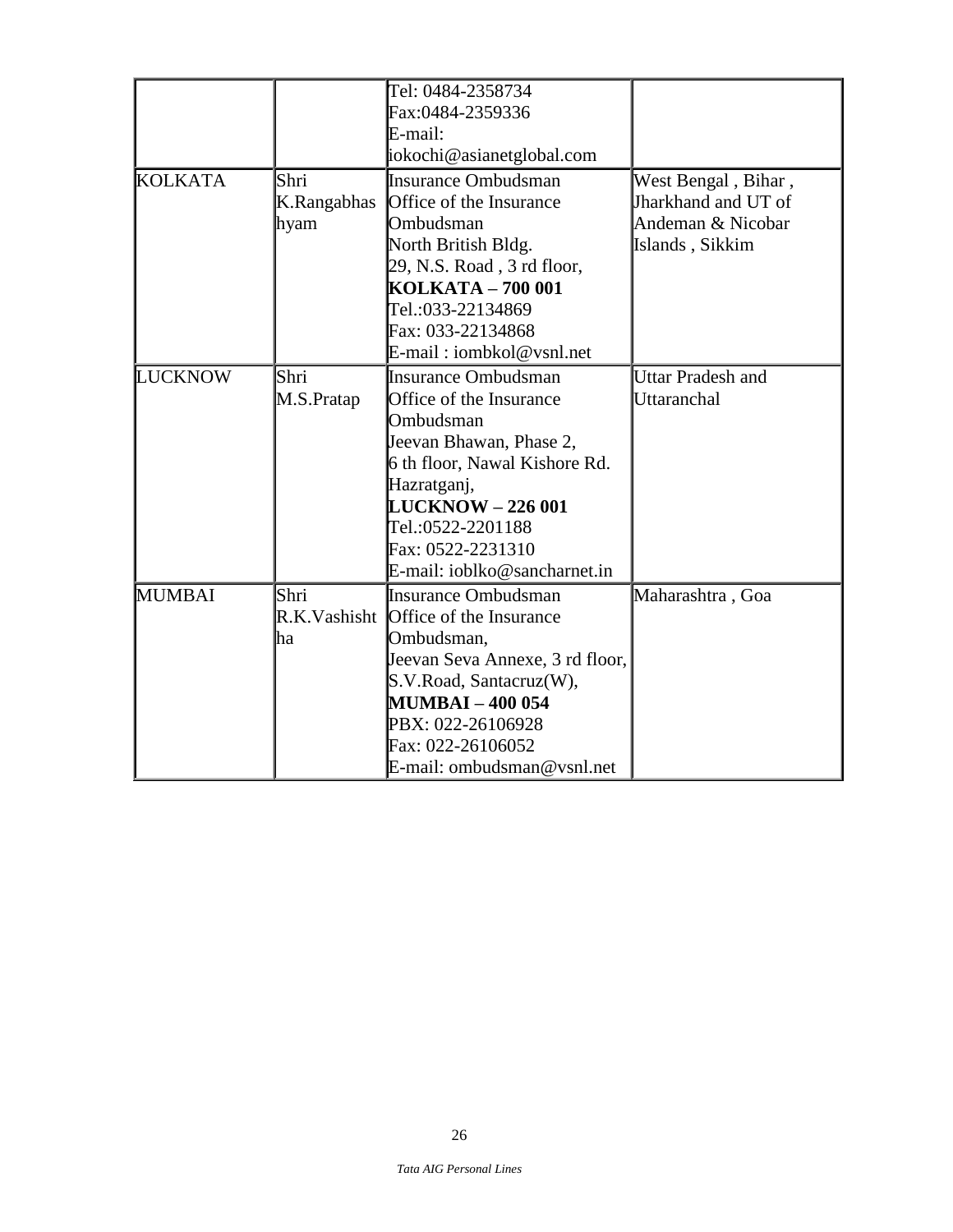| | | | |
|---|---|---|---|
| | | Tel: 0484-2358734<br>Fax:0484-2359336<br>E-mail:<br>iokochi@asianetglobal.com | |
| KOLKATA | Shri K.Rangabhashyam | Insurance Ombudsman<br>Office of the Insurance Ombudsman<br>North British Bldg.<br>29, N.S. Road , 3 rd floor,<br>**KOLKATA – 700 001**<br>Tel.:033-22134869<br>Fax: 033-22134868<br>E-mail : iombkol@vsnl.net | West Bengal , Bihar , Jharkhand and UT of Andeman & Nicobar Islands , Sikkim |
| LUCKNOW | Shri M.S.Pratap | Insurance Ombudsman<br>Office of the Insurance Ombudsman<br>Jeevan Bhawan, Phase 2,<br>6 th floor, Nawal Kishore Rd.<br>Hazratganj,<br>**LUCKNOW – 226 001**<br>Tel.:0522-2201188<br>Fax: 0522-2231310<br>E-mail: ioblko@sancharnet.in | Uttar Pradesh and Uttaranchal |
| MUMBAI | Shri R.K.Vashishtha | Insurance Ombudsman<br>Office of the Insurance Ombudsman,<br>Jeevan Seva Annexe, 3 rd floor,<br>S.V.Road, Santacruz(W),<br>**MUMBAI – 400 054**<br>PBX: 022-26106928<br>Fax: 022-26106052<br>E-mail: ombudsman@vsnl.net | Maharashtra , Goa |